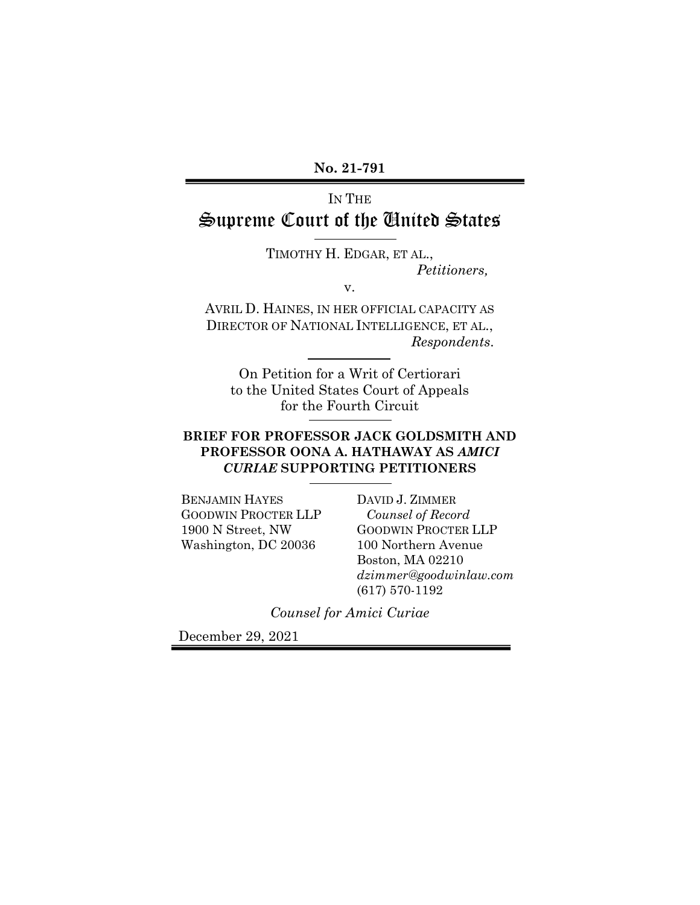**No. 21-791**

IN THE

# Supreme Court of the United States

TIMOTHY H. EDGAR, ET AL.,
*Petitioners,*

v.

AVRIL D. HAINES, IN HER OFFICIAL CAPACITY AS DIRECTOR OF NATIONAL INTELLIGENCE, ET AL.,
*Respondents.*

On Petition for a Writ of Certiorari
to the United States Court of Appeals
for the Fourth Circuit

**BRIEF FOR PROFESSOR JACK GOLDSMITH AND PROFESSOR OONA A. HATHAWAY AS *AMICI CURIAE* SUPPORTING PETITIONERS**

BENJAMIN HAYES
GOODWIN PROCTER LLP
1900 N Street, NW
Washington, DC 20036

DAVID J. ZIMMER
*Counsel of Record*
GOODWIN PROCTER LLP
100 Northern Avenue
Boston, MA 02210
*dzimmer@goodwinlaw.com*
(617) 570-1192

*Counsel for Amici Curiae*

December 29, 2021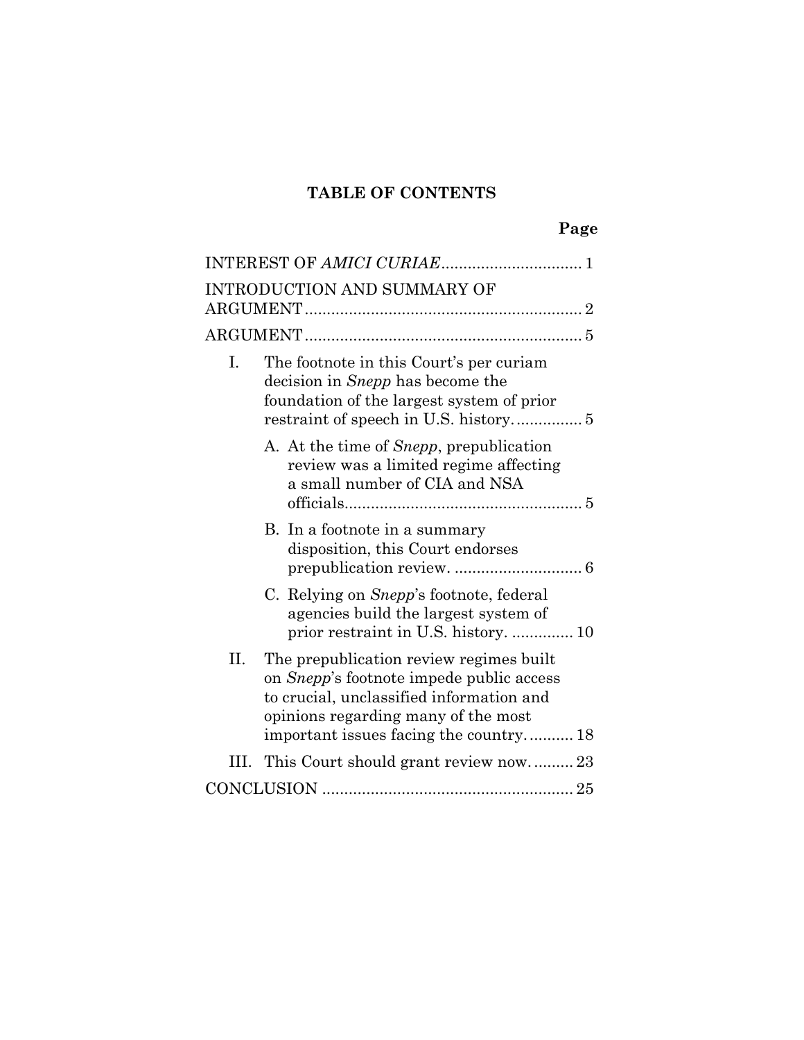# TABLE OF CONTENTS

**Page**

INTEREST OF *AMICI CURIAE* ................................ 1

INTRODUCTION AND SUMMARY OF ARGUMENT ............................................................... 2

ARGUMENT ............................................................... 5

I. The footnote in this Court's per curiam decision in *Snepp* has become the foundation of the largest system of prior restraint of speech in U.S. history. ............... 5

  A. At the time of *Snepp*, prepublication review was a limited regime affecting a small number of CIA and NSA officials. ..................................................... 5

  B. In a footnote in a summary disposition, this Court endorses prepublication review. ............................ 6

  C. Relying on *Snepp*'s footnote, federal agencies build the largest system of prior restraint in U.S. history. .............. 10

II. The prepublication review regimes built on *Snepp*'s footnote impede public access to crucial, unclassified information and opinions regarding many of the most important issues facing the country. .......... 18

III. This Court should grant review now. ......... 23

CONCLUSION ......................................................... 25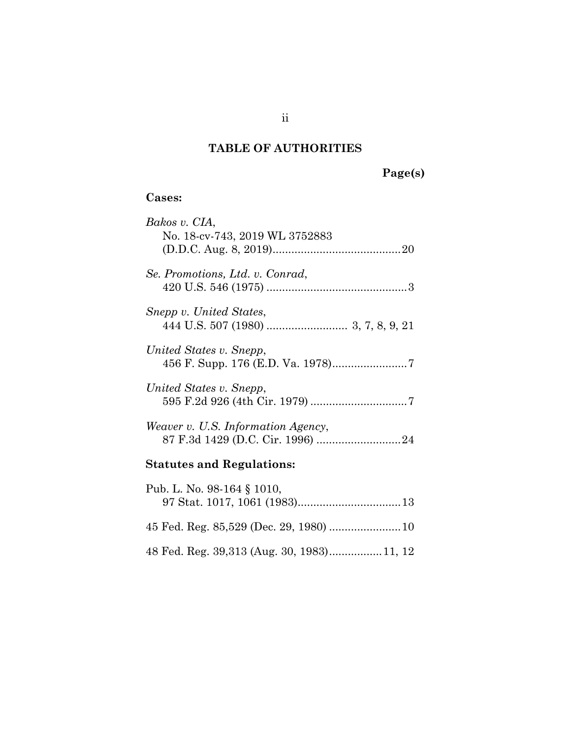# TABLE OF AUTHORITIES

**Page(s)**

**Cases:**

*Bakos v. CIA*,
No. 18-cv-743, 2019 WL 3752883
(D.D.C. Aug. 8, 2019)....................................20

*Se. Promotions, Ltd. v. Conrad*,
420 U.S. 546 (1975) ....................................3

*Snepp v. United States*,
444 U.S. 507 (1980) .......................... 3, 7, 8, 9, 21

*United States v. Snepp*,
456 F. Supp. 176 (E.D. Va. 1978)........................7

*United States v. Snepp*,
595 F.2d 926 (4th Cir. 1979) ...............................7

*Weaver v. U.S. Information Agency*,
87 F.3d 1429 (D.C. Cir. 1996) ...........................24

**Statutes and Regulations:**

Pub. L. No. 98-164 § 1010,
97 Stat. 1017, 1061 (1983).................................13

45 Fed. Reg. 85,529 (Dec. 29, 1980) .......................10

48 Fed. Reg. 39,313 (Aug. 30, 1983).................11, 12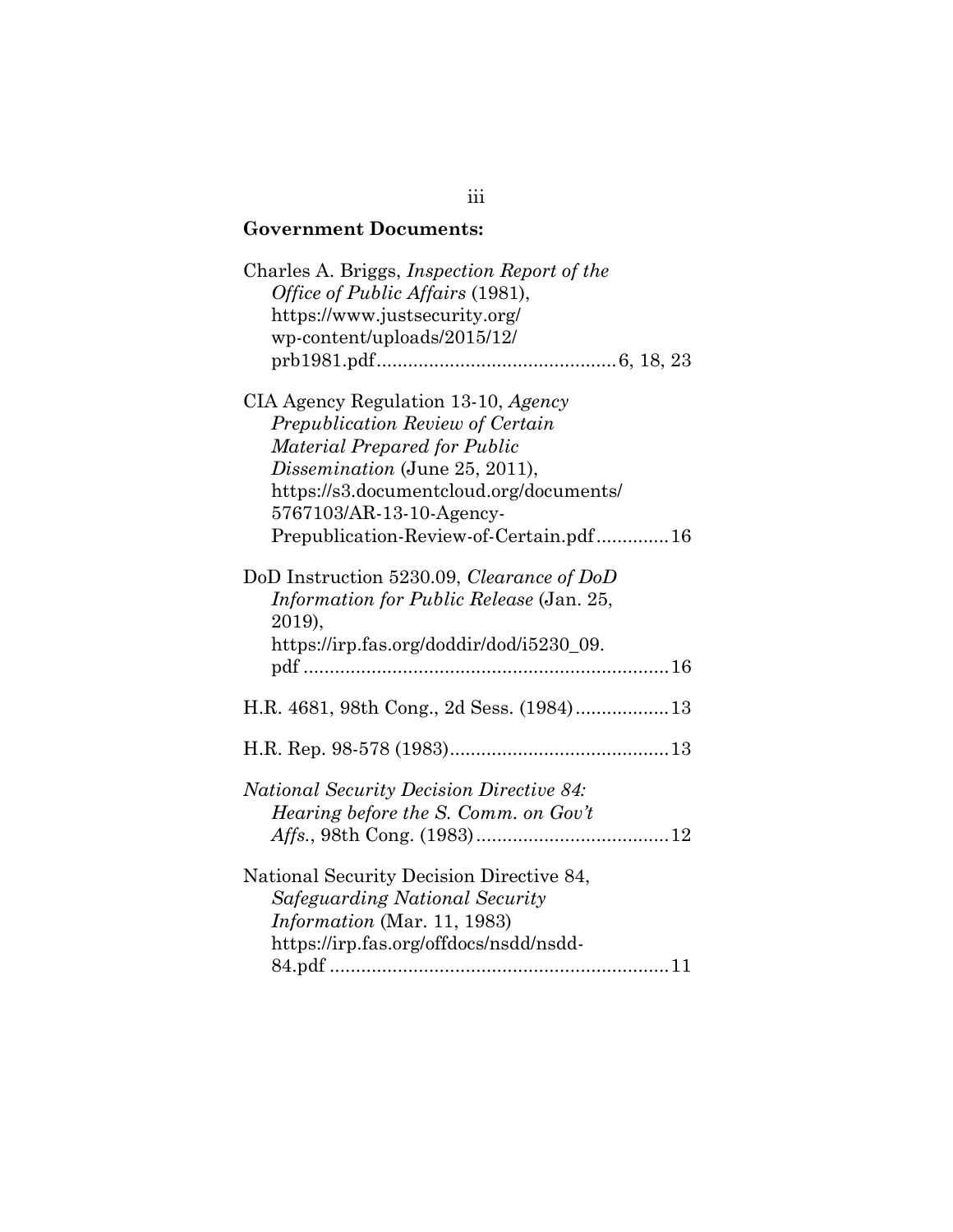**Government Documents:**

Charles A. Briggs, *Inspection Report of the Office of Public Affairs* (1981), https://www.justsecurity.org/wp-content/uploads/2015/12/prb1981.pdf ............................................. 6, 18, 23

CIA Agency Regulation 13-10, *Agency Prepublication Review of Certain Material Prepared for Public Dissemination* (June 25, 2011), https://s3.documentcloud.org/documents/5767103/AR-13-10-Agency-Prepublication-Review-of-Certain.pdf .............. 16

DoD Instruction 5230.09, *Clearance of DoD Information for Public Release* (Jan. 25, 2019), https://irp.fas.org/doddir/dod/i5230_09.pdf ...................................................................... 16

H.R. 4681, 98th Cong., 2d Sess. (1984) .................. 13

H.R. Rep. 98-578 (1983) .......................................... 13

*National Security Decision Directive 84: Hearing before the S. Comm. on Gov't Affs.*, 98th Cong. (1983) ..................................... 12

National Security Decision Directive 84, *Safeguarding National Security Information* (Mar. 11, 1983) https://irp.fas.org/offdocs/nsdd/nsdd-84.pdf ................................................................ 11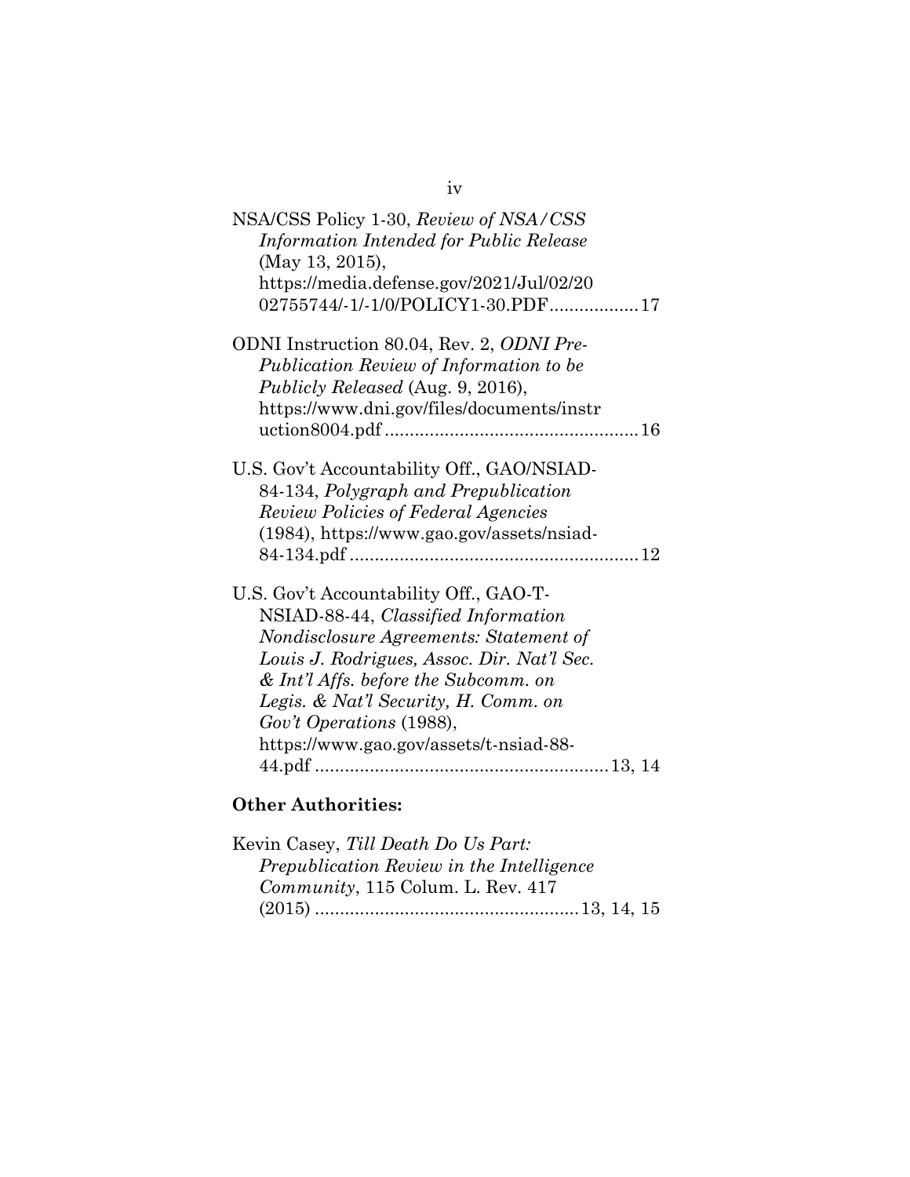NSA/CSS Policy 1-30, *Review of NSA/CSS Information Intended for Public Release* (May 13, 2015), https://media.defense.gov/2021/Jul/02/2002755744/-1/-1/0/POLICY1-30.PDF.................17

ODNI Instruction 80.04, Rev. 2, *ODNI Pre-Publication Review of Information to be Publicly Released* (Aug. 9, 2016), https://www.dni.gov/files/documents/instruction8004.pdf...................................................16

U.S. Gov't Accountability Off., GAO/NSIAD-84-134, *Polygraph and Prepublication Review Policies of Federal Agencies* (1984), https://www.gao.gov/assets/nsiad-84-134.pdf..........................................................12

U.S. Gov't Accountability Off., GAO-T-NSIAD-88-44, *Classified Information Nondisclosure Agreements: Statement of Louis J. Rodrigues, Assoc. Dir. Nat'l Sec. & Int'l Affs. before the Subcomm. on Legis. & Nat'l Security, H. Comm. on Gov't Operations* (1988), https://www.gao.gov/assets/t-nsiad-88-44.pdf..........................................................13, 14

**Other Authorities:**

Kevin Casey, *Till Death Do Us Part: Prepublication Review in the Intelligence Community*, 115 Colum. L. Rev. 417 (2015)....................................................13, 14, 15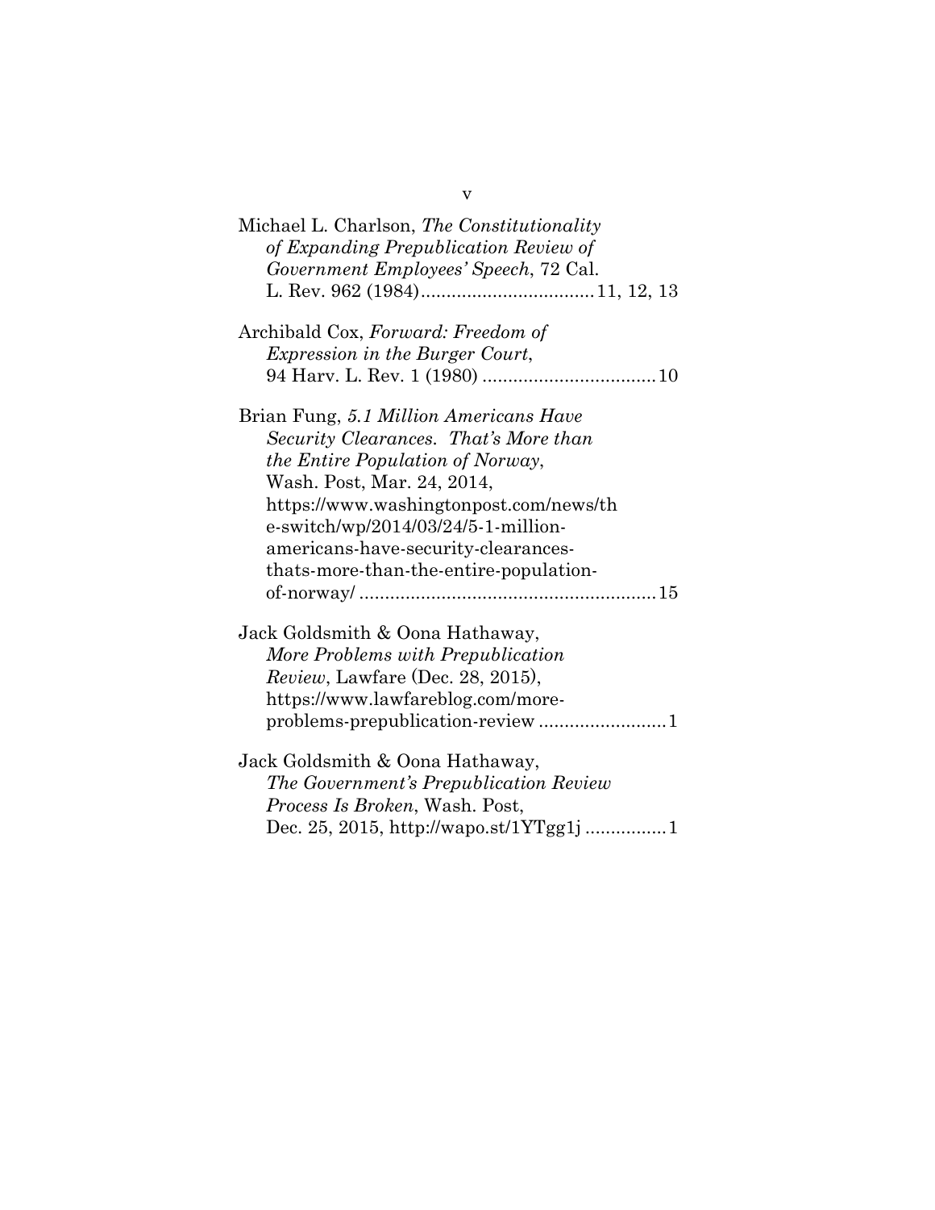Michael L. Charlson, *The Constitutionality of Expanding Prepublication Review of Government Employees' Speech*, 72 Cal. L. Rev. 962 (1984)....................................11, 12, 13

Archibald Cox, *Forward: Freedom of Expression in the Burger Court*, 94 Harv. L. Rev. 1 (1980) ....................................10

Brian Fung, *5.1 Million Americans Have Security Clearances. That's More than the Entire Population of Norway*, Wash. Post, Mar. 24, 2014, https://www.washingtonpost.com/news/the-switch/wp/2014/03/24/5-1-million-americans-have-security-clearances-thats-more-than-the-entire-population-of-norway/ ..........................................................15

Jack Goldsmith & Oona Hathaway, *More Problems with Prepublication Review*, Lawfare (Dec. 28, 2015), https://www.lawfareblog.com/more-problems-prepublication-review .........................1

Jack Goldsmith & Oona Hathaway, *The Government's Prepublication Review Process Is Broken*, Wash. Post, Dec. 25, 2015, http://wapo.st/1YTgg1j ................1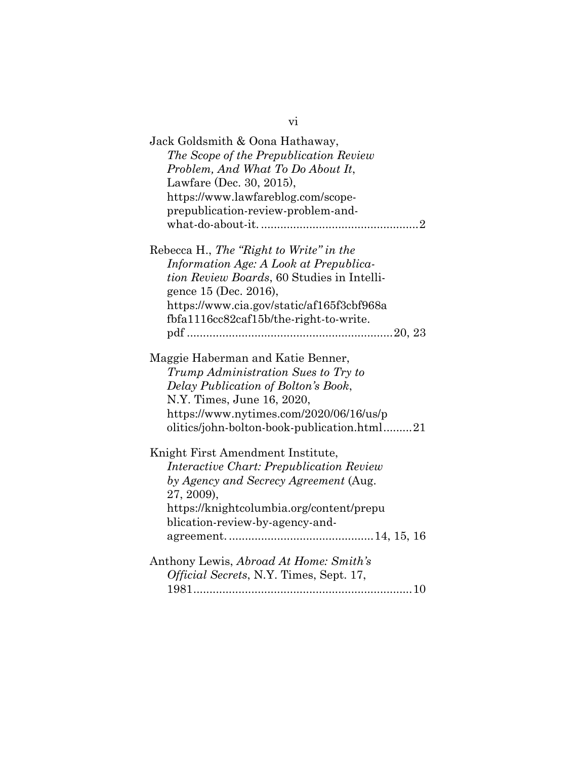Jack Goldsmith & Oona Hathaway, *The Scope of the Prepublication Review Problem, And What To Do About It*, Lawfare (Dec. 30, 2015), https://www.lawfareblog.com/scope-prepublication-review-problem-and-what-do-about-it. ................................................2

Rebecca H., *The "Right to Write" in the Information Age: A Look at Prepublication Review Boards*, 60 Studies in Intelligence 15 (Dec. 2016), https://www.cia.gov/static/af165f3cbf968afbfa1116cc82caf15b/the-right-to-write.pdf ...............................................................20, 23

Maggie Haberman and Katie Benner, *Trump Administration Sues to Try to Delay Publication of Bolton's Book*, N.Y. Times, June 16, 2020, https://www.nytimes.com/2020/06/16/us/politics/john-bolton-book-publication.html.........21

Knight First Amendment Institute, *Interactive Chart: Prepublication Review by Agency and Secrecy Agreement* (Aug. 27, 2009), https://knightcolumbia.org/content/prepublication-review-by-agency-and-agreement. ............................................14, 15, 16

Anthony Lewis, *Abroad At Home: Smith's Official Secrets*, N.Y. Times, Sept. 17, 1981...................................................................10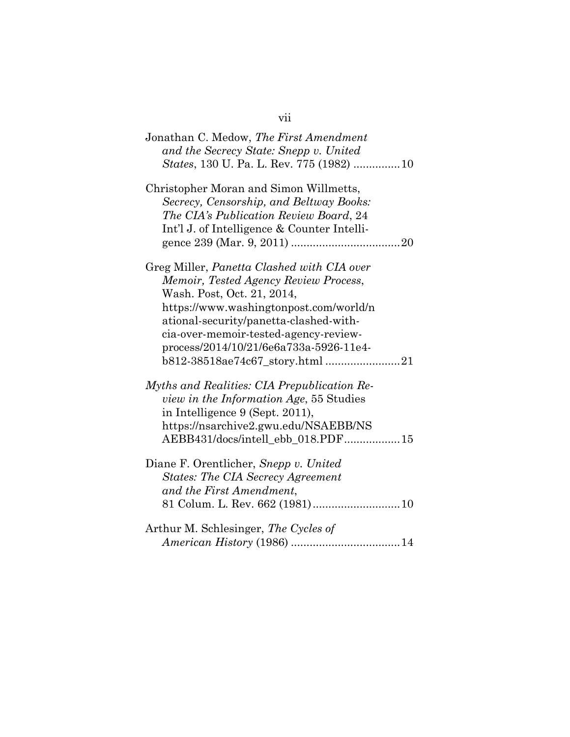Jonathan C. Medow, *The First Amendment and the Secrecy State: Snepp v. United States*, 130 U. Pa. L. Rev. 775 (1982) ............... 10

Christopher Moran and Simon Willmetts, *Secrecy, Censorship, and Beltway Books: The CIA's Publication Review Board*, 24 Int'l J. of Intelligence & Counter Intelligence 239 (Mar. 9, 2011) ................................... 20

Greg Miller, *Panetta Clashed with CIA over Memoir, Tested Agency Review Process*, Wash. Post, Oct. 21, 2014, https://www.washingtonpost.com/world/national-security/panetta-clashed-with-cia-over-memoir-tested-agency-review-process/2014/10/21/6e6a733a-5926-11e4-b812-38518ae74c67_story.html ........................ 21

*Myths and Realities: CIA Prepublication Review in the Information Age*, 55 Studies in Intelligence 9 (Sept. 2011), https://nsarchive2.gwu.edu/NSAEBB/NSAEBB431/docs/intell_ebb_018.PDF.................. 15

Diane F. Orentlicher, *Snepp v. United States: The CIA Secrecy Agreement and the First Amendment*, 81 Colum. L. Rev. 662 (1981)............................ 10

Arthur M. Schlesinger, *The Cycles of American History* (1986) ................................... 14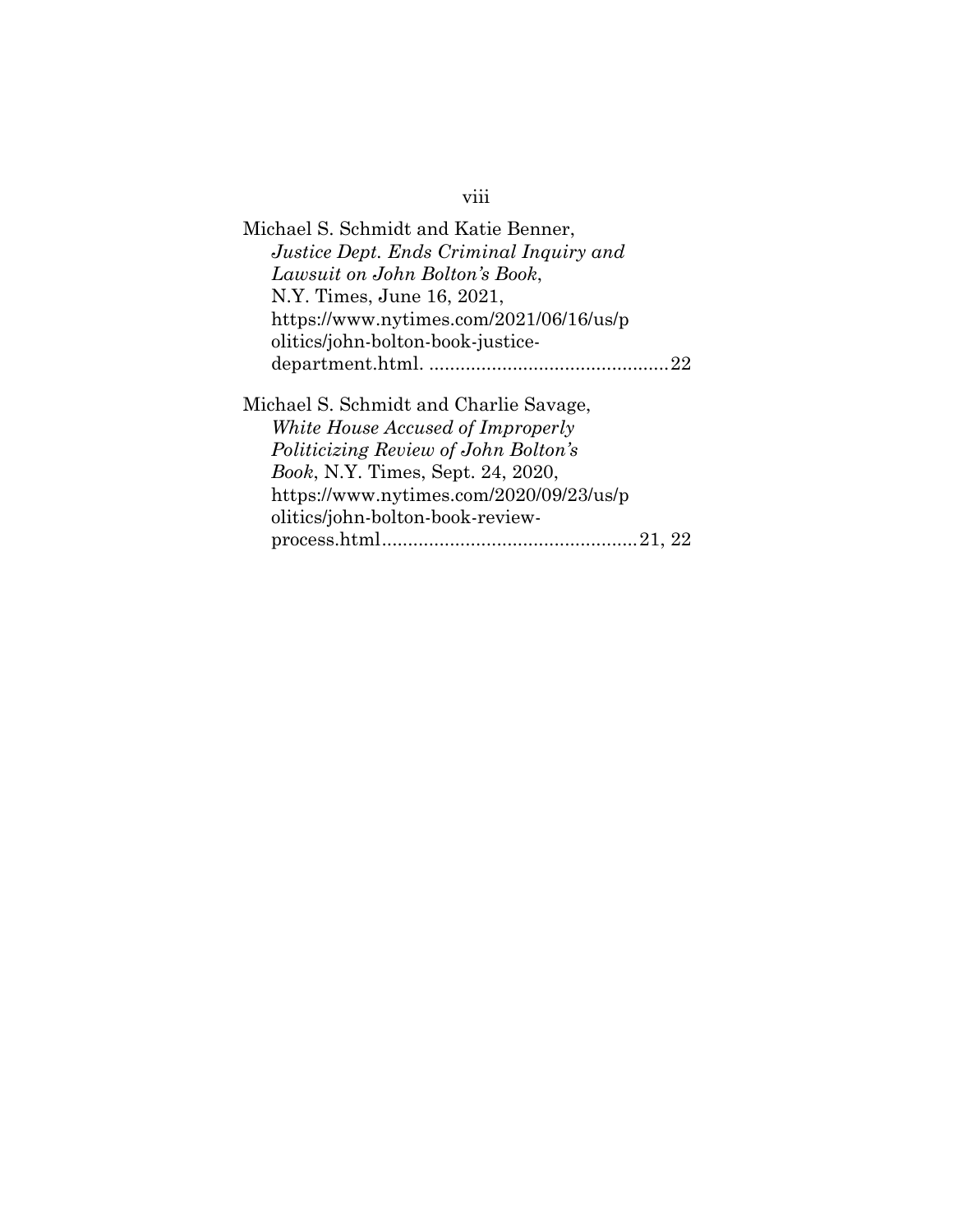Michael S. Schmidt and Katie Benner, *Justice Dept. Ends Criminal Inquiry and Lawsuit on John Bolton's Book*, N.Y. Times, June 16, 2021, https://www.nytimes.com/2021/06/16/us/politics/john-bolton-book-justice-department.html. ............................................22

Michael S. Schmidt and Charlie Savage, *White House Accused of Improperly Politicizing Review of John Bolton's Book*, N.Y. Times, Sept. 24, 2020, https://www.nytimes.com/2020/09/23/us/politics/john-bolton-book-review-process.html................................................21, 22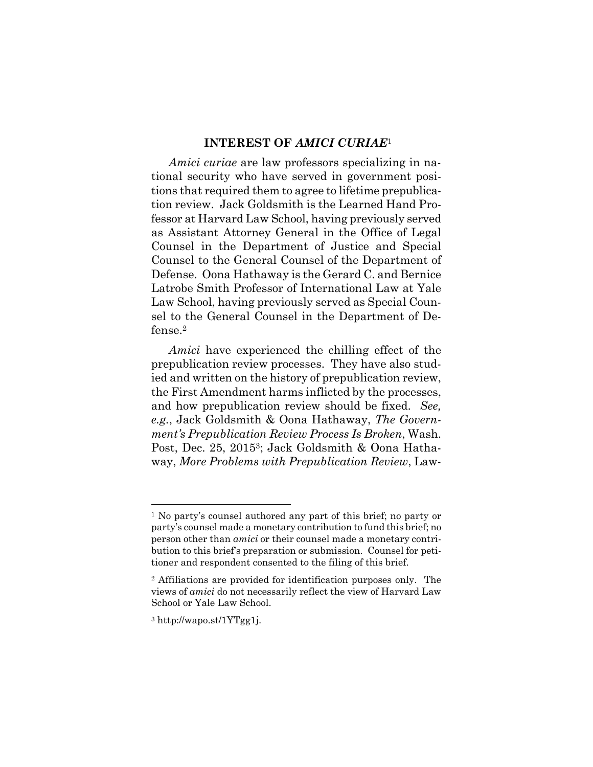## INTEREST OF *AMICI CURIAE*[1]

*Amici curiae* are law professors specializing in national security who have served in government positions that required them to agree to lifetime prepublication review. Jack Goldsmith is the Learned Hand Professor at Harvard Law School, having previously served as Assistant Attorney General in the Office of Legal Counsel in the Department of Justice and Special Counsel to the General Counsel of the Department of Defense. Oona Hathaway is the Gerard C. and Bernice Latrobe Smith Professor of International Law at Yale Law School, having previously served as Special Counsel to the General Counsel in the Department of Defense.[2]

*Amici* have experienced the chilling effect of the prepublication review processes. They have also studied and written on the history of prepublication review, the First Amendment harms inflicted by the processes, and how prepublication review should be fixed. *See, e.g.*, Jack Goldsmith & Oona Hathaway, *The Government's Prepublication Review Process Is Broken*, Wash. Post, Dec. 25, 2015[3]; Jack Goldsmith & Oona Hathaway, *More Problems with Prepublication Review*, Law-

---

[1] No party's counsel authored any part of this brief; no party or party's counsel made a monetary contribution to fund this brief; no person other than *amici* or their counsel made a monetary contribution to this brief's preparation or submission. Counsel for petitioner and respondent consented to the filing of this brief.

[2] Affiliations are provided for identification purposes only. The views of *amici* do not necessarily reflect the view of Harvard Law School or Yale Law School.

[3] http://wapo.st/1YTgg1j.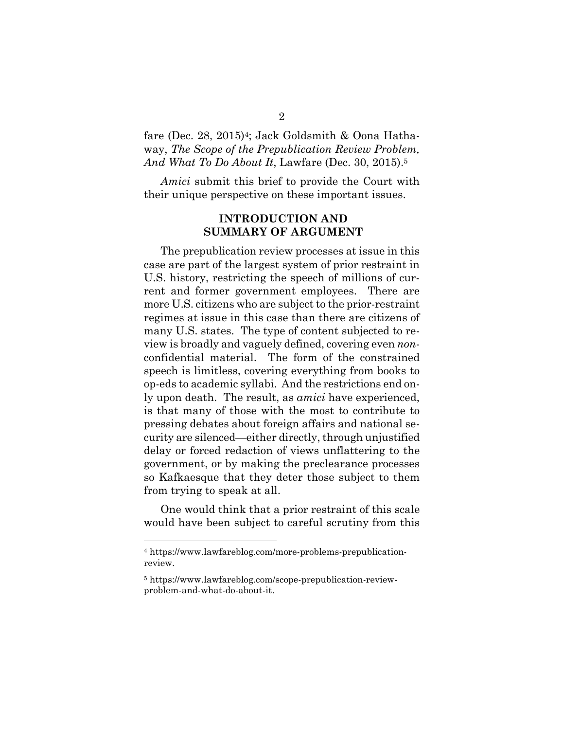fare (Dec. 28, 2015)[4]; Jack Goldsmith & Oona Hathaway, *The Scope of the Prepublication Review Problem, And What To Do About It*, Lawfare (Dec. 30, 2015).[5]

*Amici* submit this brief to provide the Court with their unique perspective on these important issues.

## INTRODUCTION AND SUMMARY OF ARGUMENT

The prepublication review processes at issue in this case are part of the largest system of prior restraint in U.S. history, restricting the speech of millions of current and former government employees. There are more U.S. citizens who are subject to the prior-restraint regimes at issue in this case than there are citizens of many U.S. states. The type of content subjected to review is broadly and vaguely defined, covering even *non*-confidential material. The form of the constrained speech is limitless, covering everything from books to op-eds to academic syllabi. And the restrictions end only upon death. The result, as *amici* have experienced, is that many of those with the most to contribute to pressing debates about foreign affairs and national security are silenced—either directly, through unjustified delay or forced redaction of views unflattering to the government, or by making the preclearance processes so Kafkaesque that they deter those subject to them from trying to speak at all.

One would think that a prior restraint of this scale would have been subject to careful scrutiny from this

---

[4] https://www.lawfareblog.com/more-problems-prepublication-review.

[5] https://www.lawfareblog.com/scope-prepublication-review-problem-and-what-do-about-it.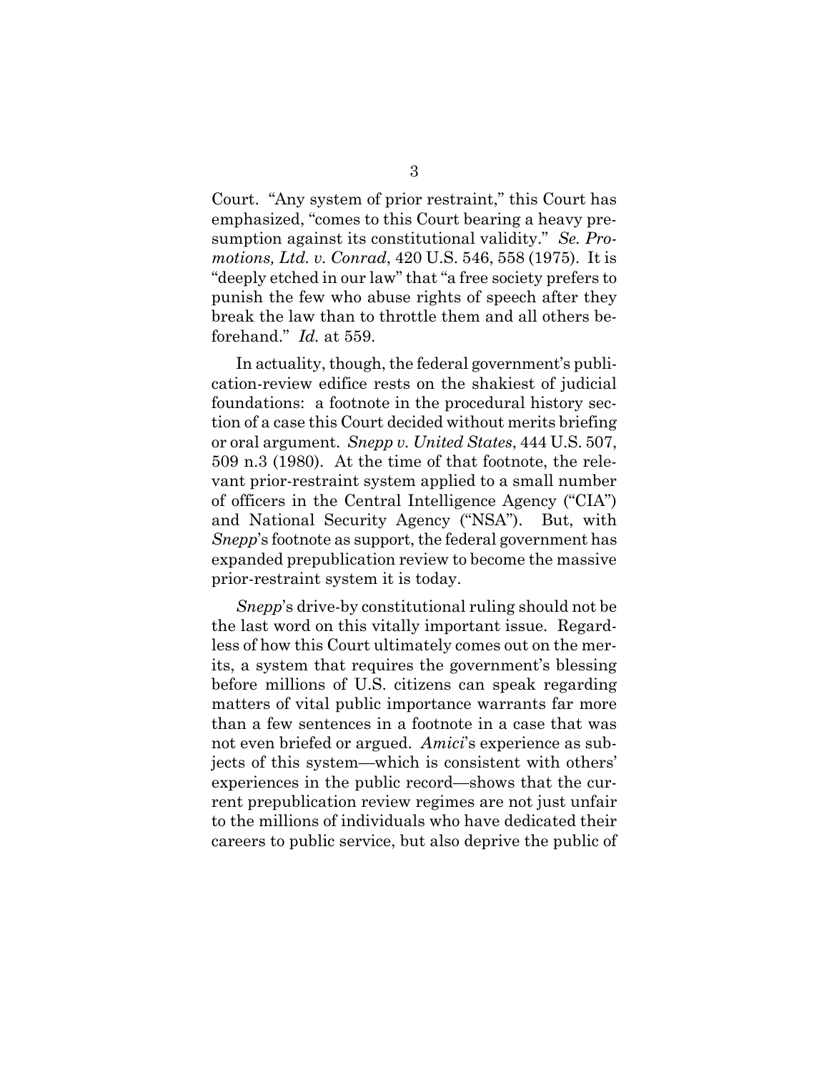Court. "Any system of prior restraint," this Court has emphasized, "comes to this Court bearing a heavy presumption against its constitutional validity." *Se. Promotions, Ltd. v. Conrad*, 420 U.S. 546, 558 (1975). It is "deeply etched in our law" that "a free society prefers to punish the few who abuse rights of speech after they break the law than to throttle them and all others beforehand." *Id.* at 559.

In actuality, though, the federal government's publication-review edifice rests on the shakiest of judicial foundations: a footnote in the procedural history section of a case this Court decided without merits briefing or oral argument. *Snepp v. United States*, 444 U.S. 507, 509 n.3 (1980). At the time of that footnote, the relevant prior-restraint system applied to a small number of officers in the Central Intelligence Agency ("CIA") and National Security Agency ("NSA"). But, with *Snepp*'s footnote as support, the federal government has expanded prepublication review to become the massive prior-restraint system it is today.

*Snepp*'s drive-by constitutional ruling should not be the last word on this vitally important issue. Regardless of how this Court ultimately comes out on the merits, a system that requires the government's blessing before millions of U.S. citizens can speak regarding matters of vital public importance warrants far more than a few sentences in a footnote in a case that was not even briefed or argued. *Amici*'s experience as subjects of this system—which is consistent with others' experiences in the public record—shows that the current prepublication review regimes are not just unfair to the millions of individuals who have dedicated their careers to public service, but also deprive the public of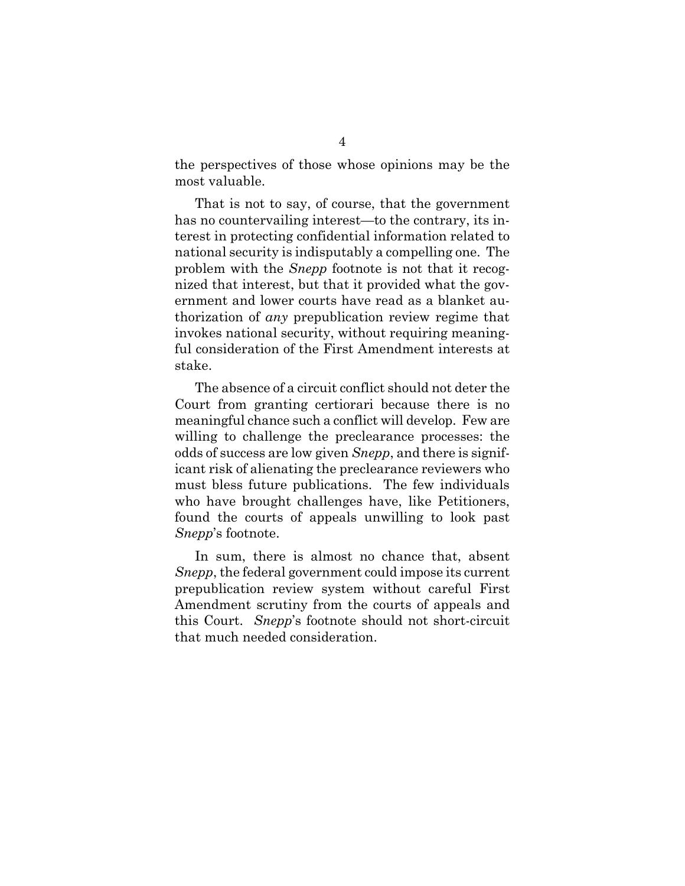the perspectives of those whose opinions may be the most valuable.

That is not to say, of course, that the government has no countervailing interest—to the contrary, its interest in protecting confidential information related to national security is indisputably a compelling one. The problem with the *Snepp* footnote is not that it recognized that interest, but that it provided what the government and lower courts have read as a blanket authorization of *any* prepublication review regime that invokes national security, without requiring meaningful consideration of the First Amendment interests at stake.

The absence of a circuit conflict should not deter the Court from granting certiorari because there is no meaningful chance such a conflict will develop. Few are willing to challenge the preclearance processes: the odds of success are low given *Snepp*, and there is significant risk of alienating the preclearance reviewers who must bless future publications. The few individuals who have brought challenges have, like Petitioners, found the courts of appeals unwilling to look past *Snepp*'s footnote.

In sum, there is almost no chance that, absent *Snepp*, the federal government could impose its current prepublication review system without careful First Amendment scrutiny from the courts of appeals and this Court. *Snepp*'s footnote should not short-circuit that much needed consideration.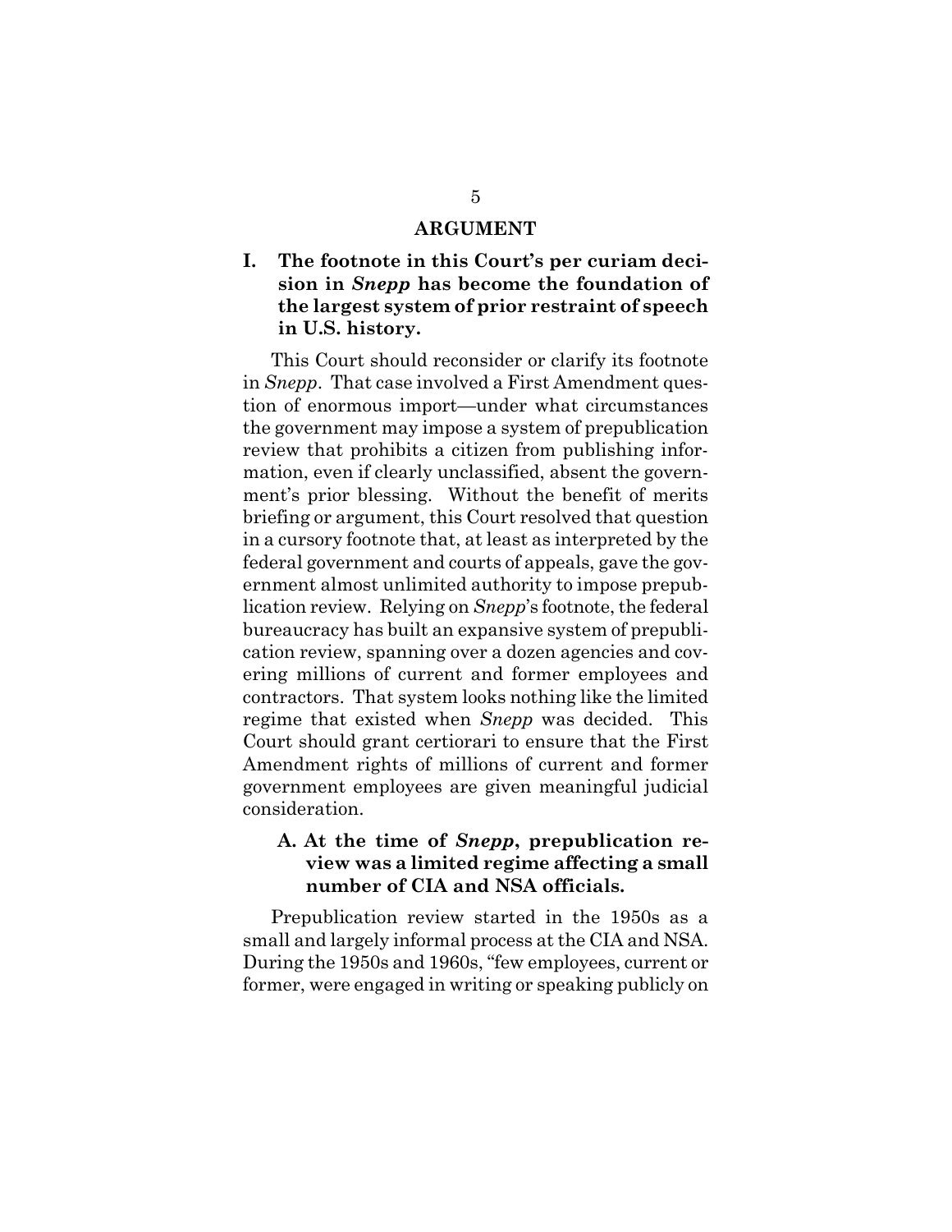## ARGUMENT

### I. The footnote in this Court's per curiam decision in *Snepp* has become the foundation of the largest system of prior restraint of speech in U.S. history.

This Court should reconsider or clarify its footnote in *Snepp*. That case involved a First Amendment question of enormous import—under what circumstances the government may impose a system of prepublication review that prohibits a citizen from publishing information, even if clearly unclassified, absent the government's prior blessing. Without the benefit of merits briefing or argument, this Court resolved that question in a cursory footnote that, at least as interpreted by the federal government and courts of appeals, gave the government almost unlimited authority to impose prepublication review. Relying on *Snepp*'s footnote, the federal bureaucracy has built an expansive system of prepublication review, spanning over a dozen agencies and covering millions of current and former employees and contractors. That system looks nothing like the limited regime that existed when *Snepp* was decided. This Court should grant certiorari to ensure that the First Amendment rights of millions of current and former government employees are given meaningful judicial consideration.

#### A. At the time of *Snepp*, prepublication review was a limited regime affecting a small number of CIA and NSA officials.

Prepublication review started in the 1950s as a small and largely informal process at the CIA and NSA. During the 1950s and 1960s, "few employees, current or former, were engaged in writing or speaking publicly on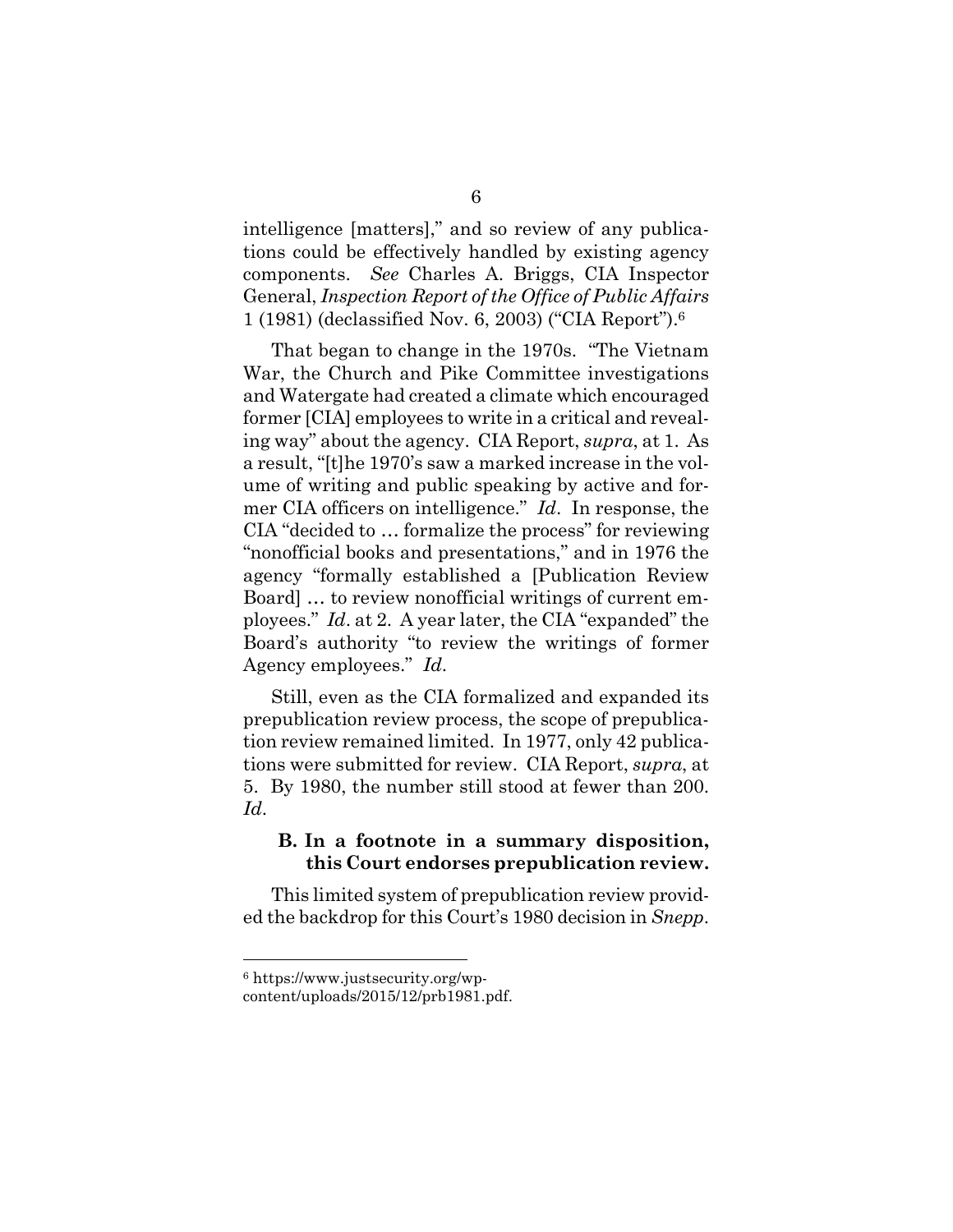intelligence [matters]," and so review of any publications could be effectively handled by existing agency components. *See* Charles A. Briggs, CIA Inspector General, *Inspection Report of the Office of Public Affairs* 1 (1981) (declassified Nov. 6, 2003) ("CIA Report").[6]

That began to change in the 1970s. "The Vietnam War, the Church and Pike Committee investigations and Watergate had created a climate which encouraged former [CIA] employees to write in a critical and revealing way" about the agency. CIA Report, *supra*, at 1. As a result, "[t]he 1970's saw a marked increase in the volume of writing and public speaking by active and former CIA officers on intelligence." *Id*. In response, the CIA "decided to … formalize the process" for reviewing "nonofficial books and presentations," and in 1976 the agency "formally established a [Publication Review Board] … to review nonofficial writings of current employees." *Id*. at 2. A year later, the CIA "expanded" the Board's authority "to review the writings of former Agency employees." *Id*.

Still, even as the CIA formalized and expanded its prepublication review process, the scope of prepublication review remained limited. In 1977, only 42 publications were submitted for review. CIA Report, *supra*, at 5. By 1980, the number still stood at fewer than 200. *Id*.

### B. In a footnote in a summary disposition, this Court endorses prepublication review.

This limited system of prepublication review provided the backdrop for this Court's 1980 decision in *Snepp*.

---

[6] https://www.justsecurity.org/wp-content/uploads/2015/12/prb1981.pdf.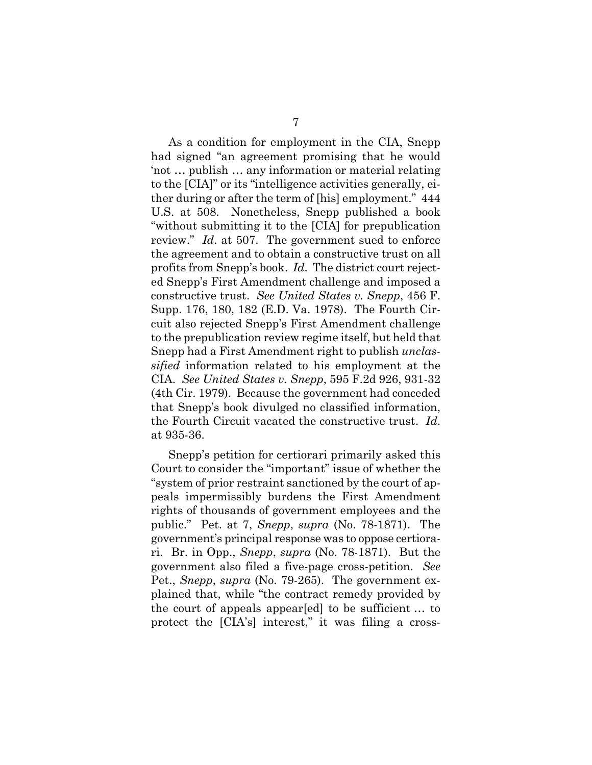As a condition for employment in the CIA, Snepp had signed "an agreement promising that he would 'not … publish … any information or material relating to the [CIA]" or its "intelligence activities generally, either during or after the term of [his] employment." 444 U.S. at 508. Nonetheless, Snepp published a book "without submitting it to the [CIA] for prepublication review." *Id*. at 507. The government sued to enforce the agreement and to obtain a constructive trust on all profits from Snepp's book. *Id*. The district court rejected Snepp's First Amendment challenge and imposed a constructive trust. *See United States v. Snepp*, 456 F. Supp. 176, 180, 182 (E.D. Va. 1978). The Fourth Circuit also rejected Snepp's First Amendment challenge to the prepublication review regime itself, but held that Snepp had a First Amendment right to publish *unclassified* information related to his employment at the CIA. *See United States v. Snepp*, 595 F.2d 926, 931-32 (4th Cir. 1979). Because the government had conceded that Snepp's book divulged no classified information, the Fourth Circuit vacated the constructive trust. *Id*. at 935-36.

Snepp's petition for certiorari primarily asked this Court to consider the "important" issue of whether the "system of prior restraint sanctioned by the court of appeals impermissibly burdens the First Amendment rights of thousands of government employees and the public." Pet. at 7, *Snepp*, *supra* (No. 78-1871). The government's principal response was to oppose certiorari. Br. in Opp., *Snepp*, *supra* (No. 78-1871). But the government also filed a five-page cross-petition. *See* Pet., *Snepp*, *supra* (No. 79-265). The government explained that, while "the contract remedy provided by the court of appeals appear[ed] to be sufficient … to protect the [CIA's] interest," it was filing a cross-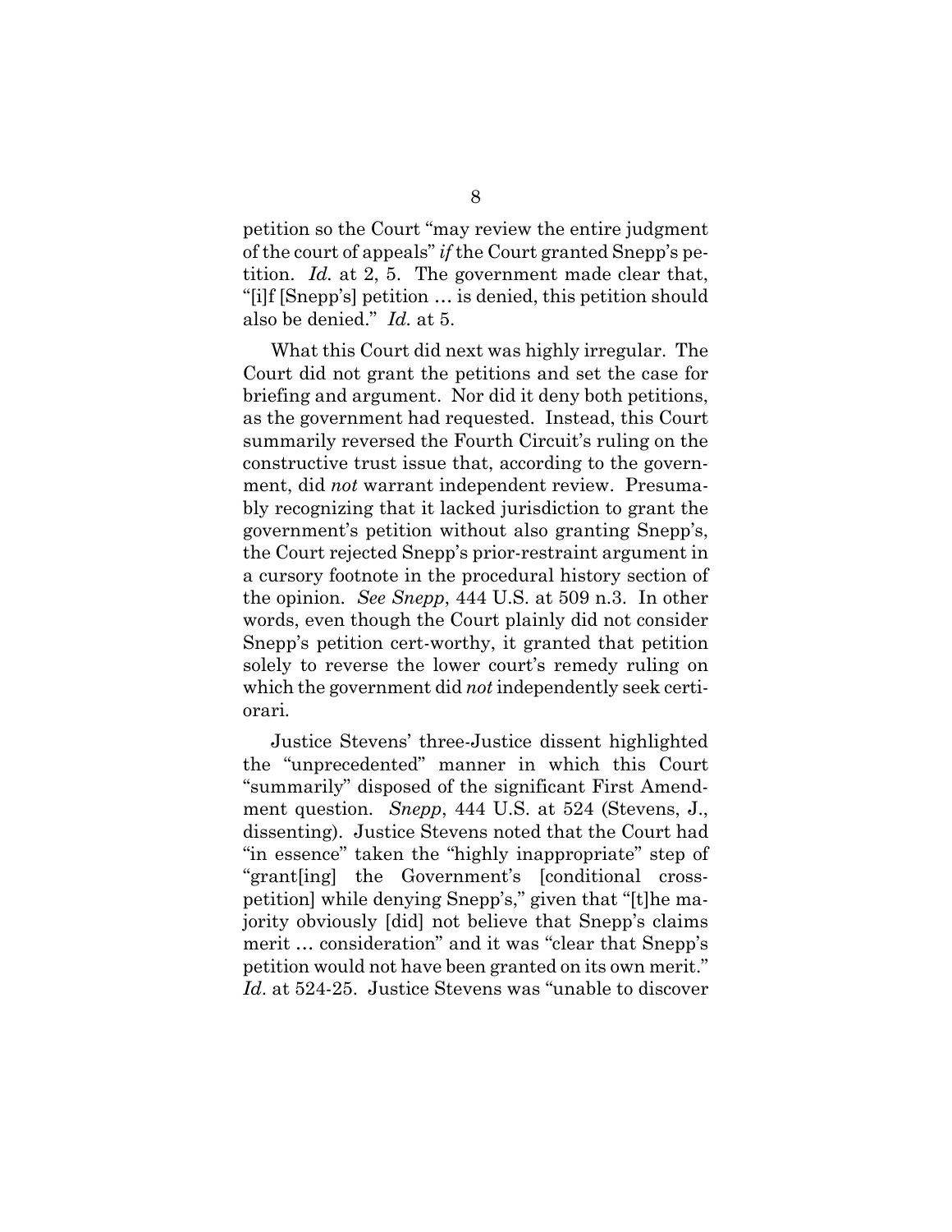petition so the Court "may review the entire judgment of the court of appeals" *if* the Court granted Snepp's petition. *Id.* at 2, 5. The government made clear that, "[i]f [Snepp's] petition … is denied, this petition should also be denied." *Id.* at 5.

What this Court did next was highly irregular. The Court did not grant the petitions and set the case for briefing and argument. Nor did it deny both petitions, as the government had requested. Instead, this Court summarily reversed the Fourth Circuit's ruling on the constructive trust issue that, according to the government, did *not* warrant independent review. Presumably recognizing that it lacked jurisdiction to grant the government's petition without also granting Snepp's, the Court rejected Snepp's prior-restraint argument in a cursory footnote in the procedural history section of the opinion. *See Snepp*, 444 U.S. at 509 n.3. In other words, even though the Court plainly did not consider Snepp's petition cert-worthy, it granted that petition solely to reverse the lower court's remedy ruling on which the government did *not* independently seek certiorari.

Justice Stevens' three-Justice dissent highlighted the "unprecedented" manner in which this Court "summarily" disposed of the significant First Amendment question. *Snepp*, 444 U.S. at 524 (Stevens, J., dissenting). Justice Stevens noted that the Court had "in essence" taken the "highly inappropriate" step of "grant[ing] the Government's [conditional cross-petition] while denying Snepp's," given that "[t]he majority obviously [did] not believe that Snepp's claims merit … consideration" and it was "clear that Snepp's petition would not have been granted on its own merit." *Id.* at 524-25. Justice Stevens was "unable to discover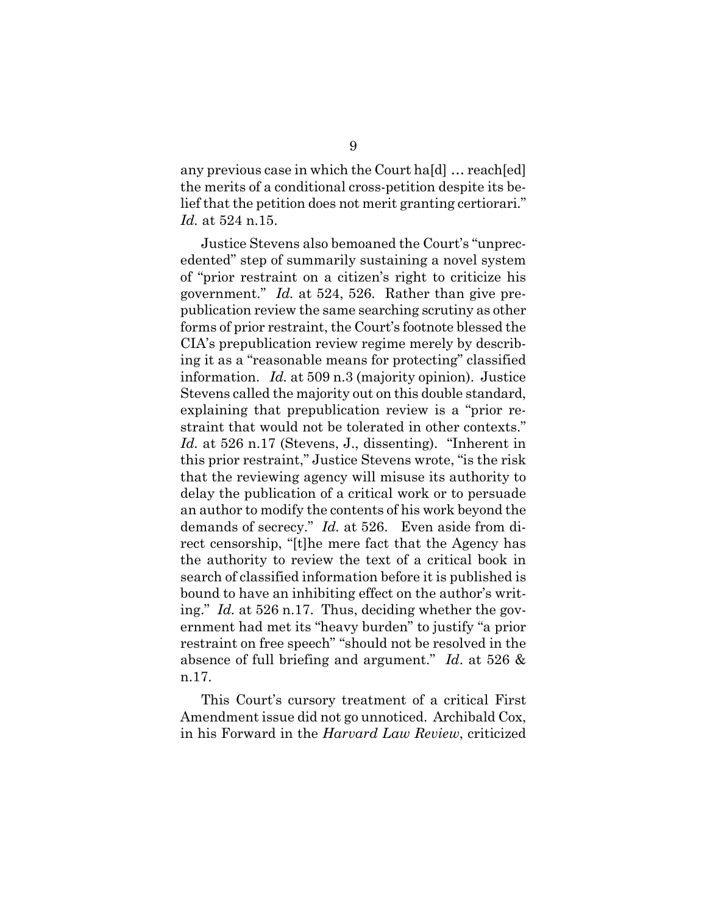any previous case in which the Court ha[d] … reach[ed] the merits of a conditional cross-petition despite its belief that the petition does not merit granting certiorari." *Id.* at 524 n.15.

Justice Stevens also bemoaned the Court's "unprecedented" step of summarily sustaining a novel system of "prior restraint on a citizen's right to criticize his government." *Id.* at 524, 526. Rather than give prepublication review the same searching scrutiny as other forms of prior restraint, the Court's footnote blessed the CIA's prepublication review regime merely by describing it as a "reasonable means for protecting" classified information. *Id.* at 509 n.3 (majority opinion). Justice Stevens called the majority out on this double standard, explaining that prepublication review is a "prior restraint that would not be tolerated in other contexts." *Id.* at 526 n.17 (Stevens, J., dissenting). "Inherent in this prior restraint," Justice Stevens wrote, "is the risk that the reviewing agency will misuse its authority to delay the publication of a critical work or to persuade an author to modify the contents of his work beyond the demands of secrecy." *Id.* at 526. Even aside from direct censorship, "[t]he mere fact that the Agency has the authority to review the text of a critical book in search of classified information before it is published is bound to have an inhibiting effect on the author's writing." *Id.* at 526 n.17. Thus, deciding whether the government had met its "heavy burden" to justify "a prior restraint on free speech" "should not be resolved in the absence of full briefing and argument." *Id*. at 526 & n.17.

This Court's cursory treatment of a critical First Amendment issue did not go unnoticed. Archibald Cox, in his Forward in the *Harvard Law Review*, criticized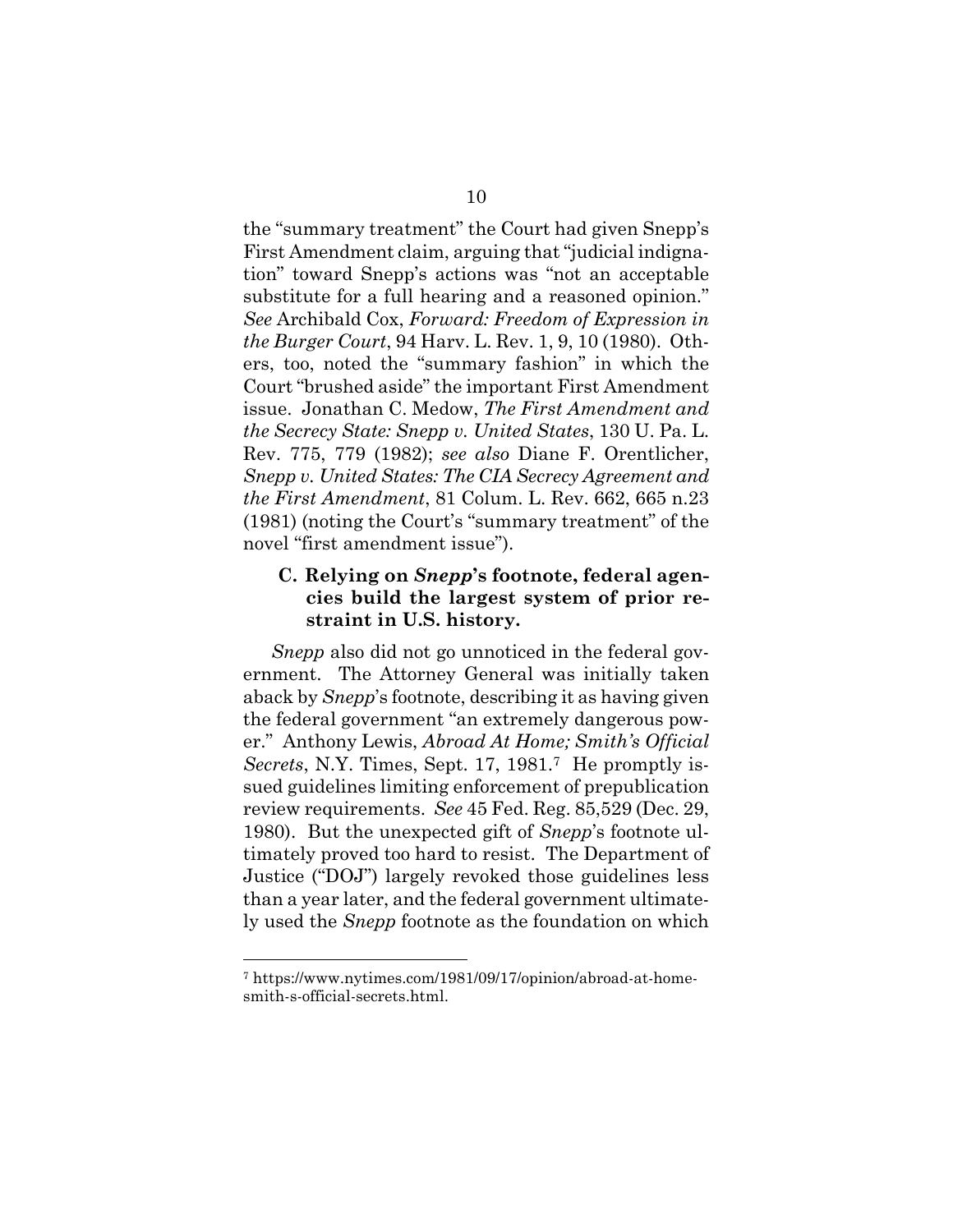the "summary treatment" the Court had given Snepp's First Amendment claim, arguing that "judicial indignation" toward Snepp's actions was "not an acceptable substitute for a full hearing and a reasoned opinion." *See* Archibald Cox, *Forward: Freedom of Expression in the Burger Court*, 94 Harv. L. Rev. 1, 9, 10 (1980). Others, too, noted the "summary fashion" in which the Court "brushed aside" the important First Amendment issue. Jonathan C. Medow, *The First Amendment and the Secrecy State: Snepp v. United States*, 130 U. Pa. L. Rev. 775, 779 (1982); *see also* Diane F. Orentlicher, *Snepp v. United States: The CIA Secrecy Agreement and the First Amendment*, 81 Colum. L. Rev. 662, 665 n.23 (1981) (noting the Court's "summary treatment" of the novel "first amendment issue").

### C. Relying on *Snepp*'s footnote, federal agencies build the largest system of prior restraint in U.S. history.

*Snepp* also did not go unnoticed in the federal government. The Attorney General was initially taken aback by *Snepp*'s footnote, describing it as having given the federal government "an extremely dangerous power." Anthony Lewis, *Abroad At Home; Smith's Official Secrets*, N.Y. Times, Sept. 17, 1981.[7] He promptly issued guidelines limiting enforcement of prepublication review requirements. *See* 45 Fed. Reg. 85,529 (Dec. 29, 1980). But the unexpected gift of *Snepp*'s footnote ultimately proved too hard to resist. The Department of Justice ("DOJ") largely revoked those guidelines less than a year later, and the federal government ultimately used the *Snepp* footnote as the foundation on which

---

[7] https://www.nytimes.com/1981/09/17/opinion/abroad-at-home-smith-s-official-secrets.html.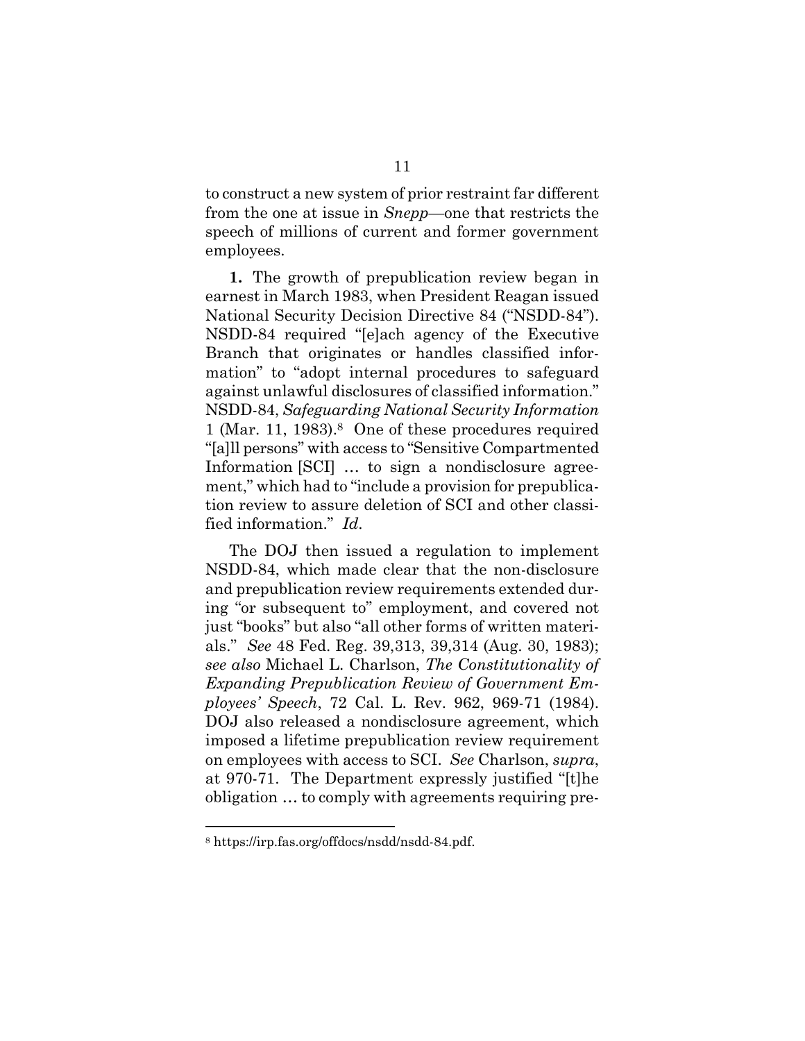to construct a new system of prior restraint far different from the one at issue in *Snepp*—one that restricts the speech of millions of current and former government employees.

**1.** The growth of prepublication review began in earnest in March 1983, when President Reagan issued National Security Decision Directive 84 ("NSDD-84"). NSDD-84 required "[e]ach agency of the Executive Branch that originates or handles classified information" to "adopt internal procedures to safeguard against unlawful disclosures of classified information." NSDD-84, *Safeguarding National Security Information* 1 (Mar. 11, 1983).[8] One of these procedures required "[a]ll persons" with access to "Sensitive Compartmented Information [SCI] … to sign a nondisclosure agreement," which had to "include a provision for prepublication review to assure deletion of SCI and other classified information." *Id*.

The DOJ then issued a regulation to implement NSDD-84, which made clear that the non-disclosure and prepublication review requirements extended during "or subsequent to" employment, and covered not just "books" but also "all other forms of written materials." *See* 48 Fed. Reg. 39,313, 39,314 (Aug. 30, 1983); *see also* Michael L. Charlson, *The Constitutionality of Expanding Prepublication Review of Government Employees' Speech*, 72 Cal. L. Rev. 962, 969-71 (1984). DOJ also released a nondisclosure agreement, which imposed a lifetime prepublication review requirement on employees with access to SCI. *See* Charlson, *supra*, at 970-71. The Department expressly justified "[t]he obligation … to comply with agreements requiring pre-

---

[8] https://irp.fas.org/offdocs/nsdd/nsdd-84.pdf.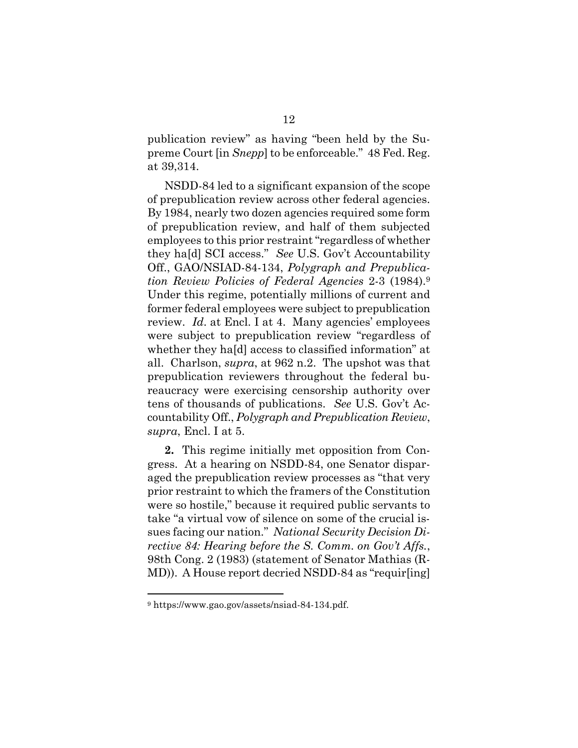publication review" as having "been held by the Supreme Court [in *Snepp*] to be enforceable." 48 Fed. Reg. at 39,314.

NSDD-84 led to a significant expansion of the scope of prepublication review across other federal agencies. By 1984, nearly two dozen agencies required some form of prepublication review, and half of them subjected employees to this prior restraint "regardless of whether they ha[d] SCI access." *See* U.S. Gov't Accountability Off., GAO/NSIAD-84-134, *Polygraph and Prepublication Review Policies of Federal Agencies* 2-3 (1984).[9] Under this regime, potentially millions of current and former federal employees were subject to prepublication review. *Id*. at Encl. I at 4. Many agencies' employees were subject to prepublication review "regardless of whether they ha[d] access to classified information" at all. Charlson, *supra*, at 962 n.2. The upshot was that prepublication reviewers throughout the federal bureaucracy were exercising censorship authority over tens of thousands of publications. *See* U.S. Gov't Accountability Off., *Polygraph and Prepublication Review*, *supra*, Encl. I at 5.

**2.** This regime initially met opposition from Congress. At a hearing on NSDD-84, one Senator disparaged the prepublication review processes as "that very prior restraint to which the framers of the Constitution were so hostile," because it required public servants to take "a virtual vow of silence on some of the crucial issues facing our nation." *National Security Decision Directive 84: Hearing before the S. Comm. on Gov't Affs.*, 98th Cong. 2 (1983) (statement of Senator Mathias (R-MD)). A House report decried NSDD-84 as "requir[ing]

[9] https://www.gao.gov/assets/nsiad-84-134.pdf.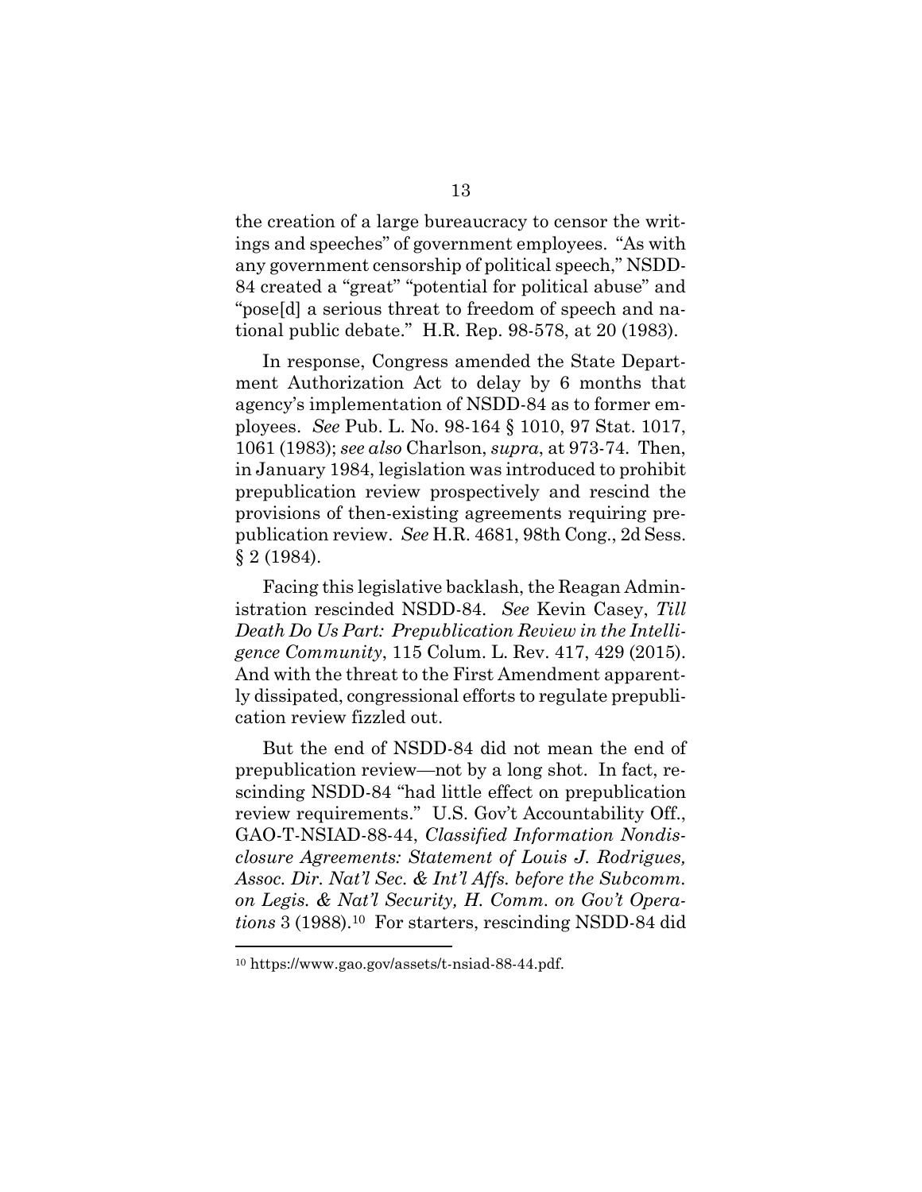the creation of a large bureaucracy to censor the writings and speeches" of government employees. "As with any government censorship of political speech," NSDD-84 created a "great" "potential for political abuse" and "pose[d] a serious threat to freedom of speech and national public debate." H.R. Rep. 98-578, at 20 (1983).

In response, Congress amended the State Department Authorization Act to delay by 6 months that agency's implementation of NSDD-84 as to former employees. *See* Pub. L. No. 98-164 § 1010, 97 Stat. 1017, 1061 (1983); *see also* Charlson, *supra*, at 973-74. Then, in January 1984, legislation was introduced to prohibit prepublication review prospectively and rescind the provisions of then-existing agreements requiring prepublication review. *See* H.R. 4681, 98th Cong., 2d Sess. § 2 (1984).

Facing this legislative backlash, the Reagan Administration rescinded NSDD-84. *See* Kevin Casey, *Till Death Do Us Part: Prepublication Review in the Intelligence Community*, 115 Colum. L. Rev. 417, 429 (2015). And with the threat to the First Amendment apparently dissipated, congressional efforts to regulate prepublication review fizzled out.

But the end of NSDD-84 did not mean the end of prepublication review—not by a long shot. In fact, rescinding NSDD-84 "had little effect on prepublication review requirements." U.S. Gov't Accountability Off., GAO-T-NSIAD-88-44, *Classified Information Nondisclosure Agreements: Statement of Louis J. Rodrigues, Assoc. Dir. Nat'l Sec. & Int'l Affs. before the Subcomm. on Legis. & Nat'l Security, H. Comm. on Gov't Operations* 3 (1988).[10] For starters, rescinding NSDD-84 did

[10] https://www.gao.gov/assets/t-nsiad-88-44.pdf.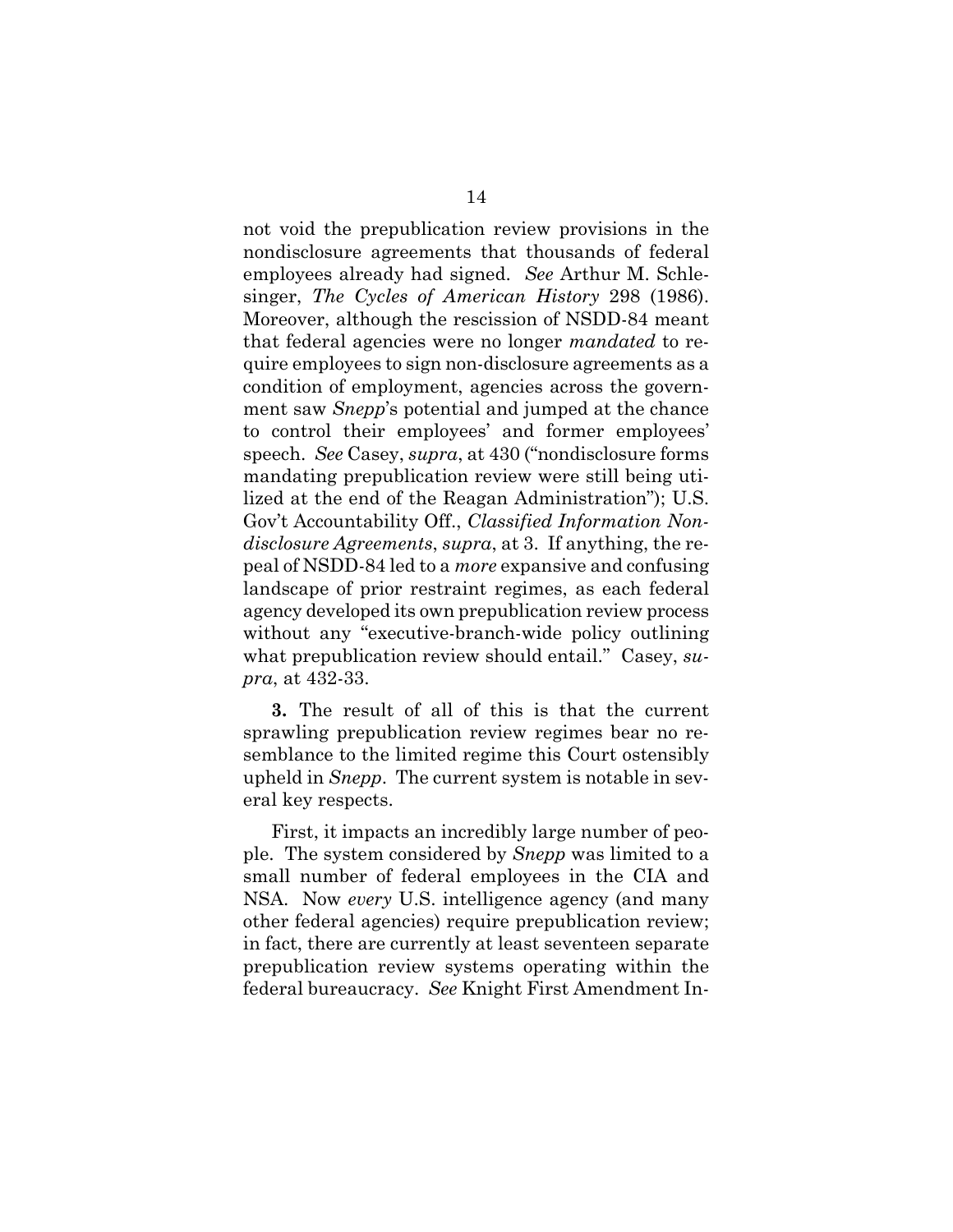not void the prepublication review provisions in the nondisclosure agreements that thousands of federal employees already had signed. *See* Arthur M. Schlesinger, *The Cycles of American History* 298 (1986). Moreover, although the rescission of NSDD-84 meant that federal agencies were no longer *mandated* to require employees to sign non-disclosure agreements as a condition of employment, agencies across the government saw *Snepp*'s potential and jumped at the chance to control their employees' and former employees' speech. *See* Casey, *supra*, at 430 ("nondisclosure forms mandating prepublication review were still being utilized at the end of the Reagan Administration"); U.S. Gov't Accountability Off., *Classified Information Nondisclosure Agreements*, *supra*, at 3. If anything, the repeal of NSDD-84 led to a *more* expansive and confusing landscape of prior restraint regimes, as each federal agency developed its own prepublication review process without any "executive-branch-wide policy outlining what prepublication review should entail." Casey, *supra*, at 432-33.

**3.** The result of all of this is that the current sprawling prepublication review regimes bear no resemblance to the limited regime this Court ostensibly upheld in *Snepp*. The current system is notable in several key respects.

First, it impacts an incredibly large number of people. The system considered by *Snepp* was limited to a small number of federal employees in the CIA and NSA. Now *every* U.S. intelligence agency (and many other federal agencies) require prepublication review; in fact, there are currently at least seventeen separate prepublication review systems operating within the federal bureaucracy. *See* Knight First Amendment In-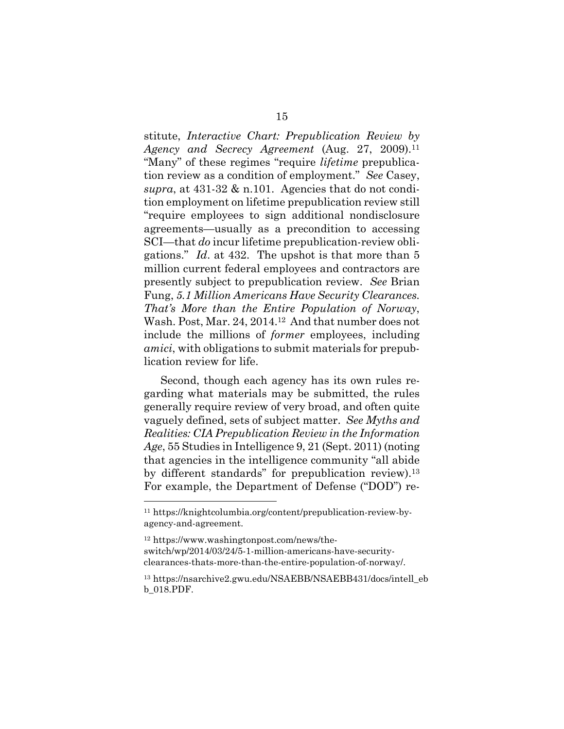stitute, *Interactive Chart: Prepublication Review by Agency and Secrecy Agreement* (Aug. 27, 2009).[11] "Many" of these regimes "require *lifetime* prepublication review as a condition of employment." *See* Casey, *supra*, at 431-32 & n.101. Agencies that do not condition employment on lifetime prepublication review still "require employees to sign additional nondisclosure agreements—usually as a precondition to accessing SCI—that *do* incur lifetime prepublication-review obligations." *Id*. at 432. The upshot is that more than 5 million current federal employees and contractors are presently subject to prepublication review. *See* Brian Fung, *5.1 Million Americans Have Security Clearances. That's More than the Entire Population of Norway*, Wash. Post, Mar. 24, 2014.[12] And that number does not include the millions of *former* employees, including *amici*, with obligations to submit materials for prepublication review for life.

Second, though each agency has its own rules regarding what materials may be submitted, the rules generally require review of very broad, and often quite vaguely defined, sets of subject matter. *See Myths and Realities: CIA Prepublication Review in the Information Age*, 55 Studies in Intelligence 9, 21 (Sept. 2011) (noting that agencies in the intelligence community "all abide by different standards" for prepublication review).[13] For example, the Department of Defense ("DOD") re-

---

[11] https://knightcolumbia.org/content/prepublication-review-by-agency-and-agreement.

[12] https://www.washingtonpost.com/news/the-switch/wp/2014/03/24/5-1-million-americans-have-security-clearances-thats-more-than-the-entire-population-of-norway/.

[13] https://nsarchive2.gwu.edu/NSAEBB/NSAEBB431/docs/intell_ebb_018.PDF.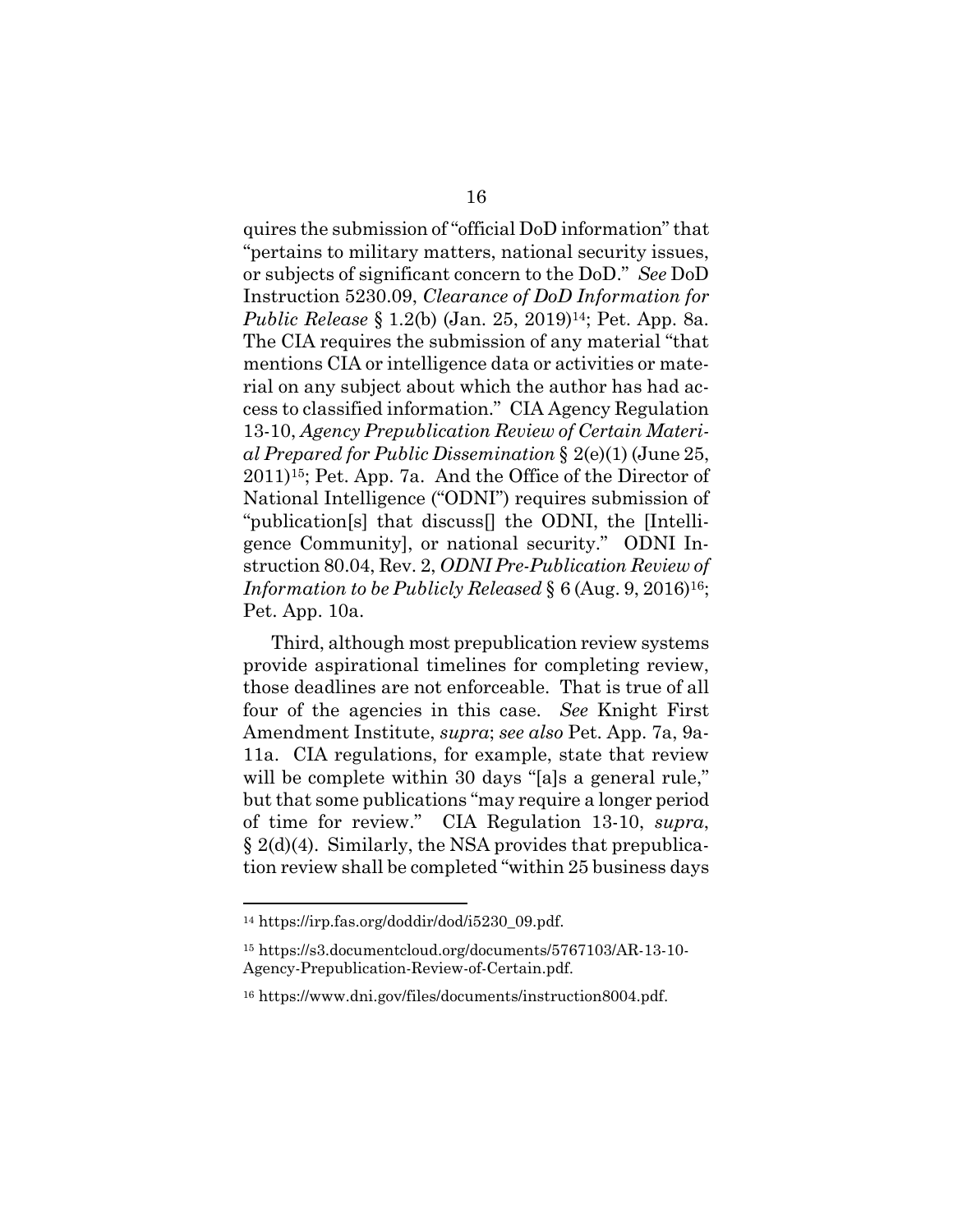quires the submission of "official DoD information" that "pertains to military matters, national security issues, or subjects of significant concern to the DoD." *See* DoD Instruction 5230.09, *Clearance of DoD Information for Public Release* § 1.2(b) (Jan. 25, 2019)[14]; Pet. App. 8a. The CIA requires the submission of any material "that mentions CIA or intelligence data or activities or material on any subject about which the author has had access to classified information." CIA Agency Regulation 13-10, *Agency Prepublication Review of Certain Material Prepared for Public Dissemination* § 2(e)(1) (June 25, 2011)[15]; Pet. App. 7a. And the Office of the Director of National Intelligence ("ODNI") requires submission of "publication[s] that discuss[] the ODNI, the [Intelligence Community], or national security." ODNI Instruction 80.04, Rev. 2, *ODNI Pre-Publication Review of Information to be Publicly Released* § 6 (Aug. 9, 2016)[16]; Pet. App. 10a.

Third, although most prepublication review systems provide aspirational timelines for completing review, those deadlines are not enforceable. That is true of all four of the agencies in this case. *See* Knight First Amendment Institute, *supra*; *see also* Pet. App. 7a, 9a-11a. CIA regulations, for example, state that review will be complete within 30 days "[a]s a general rule," but that some publications "may require a longer period of time for review." CIA Regulation 13-10, *supra*, § 2(d)(4). Similarly, the NSA provides that prepublication review shall be completed "within 25 business days

---

[14] https://irp.fas.org/doddir/dod/i5230_09.pdf.

[15] https://s3.documentcloud.org/documents/5767103/AR-13-10-Agency-Prepublication-Review-of-Certain.pdf.

[16] https://www.dni.gov/files/documents/instruction8004.pdf.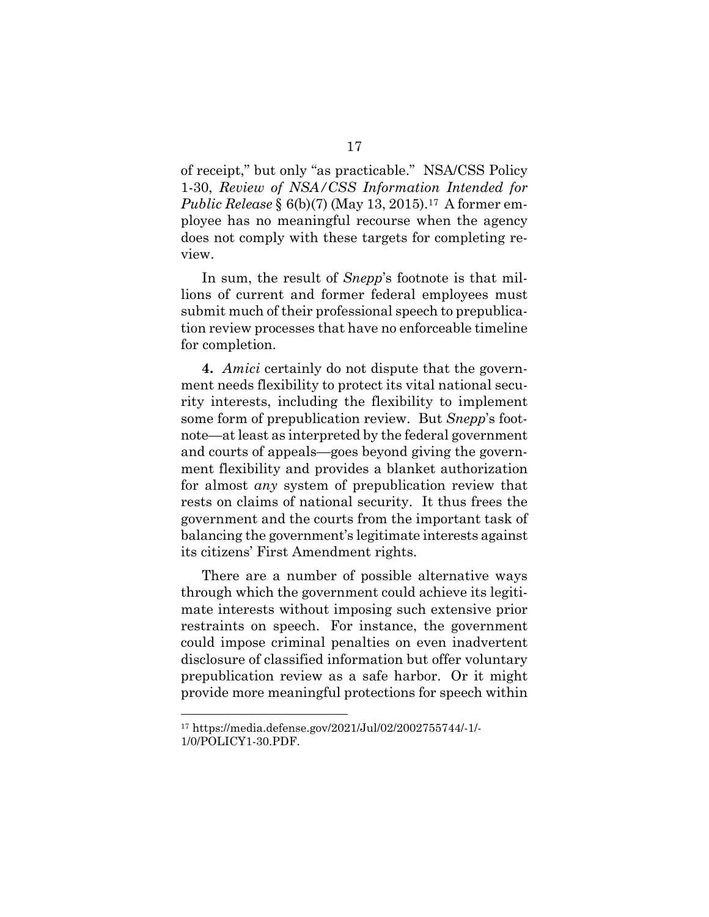of receipt," but only "as practicable." NSA/CSS Policy 1-30, *Review of NSA/CSS Information Intended for Public Release* § 6(b)(7) (May 13, 2015).[17] A former employee has no meaningful recourse when the agency does not comply with these targets for completing review.

In sum, the result of *Snepp*'s footnote is that millions of current and former federal employees must submit much of their professional speech to prepublication review processes that have no enforceable timeline for completion.

**4.** *Amici* certainly do not dispute that the government needs flexibility to protect its vital national security interests, including the flexibility to implement some form of prepublication review. But *Snepp*'s footnote—at least as interpreted by the federal government and courts of appeals—goes beyond giving the government flexibility and provides a blanket authorization for almost *any* system of prepublication review that rests on claims of national security. It thus frees the government and the courts from the important task of balancing the government's legitimate interests against its citizens' First Amendment rights.

There are a number of possible alternative ways through which the government could achieve its legitimate interests without imposing such extensive prior restraints on speech. For instance, the government could impose criminal penalties on even inadvertent disclosure of classified information but offer voluntary prepublication review as a safe harbor. Or it might provide more meaningful protections for speech within

---

[17] https://media.defense.gov/2021/Jul/02/2002755744/-1/-1/0/POLICY1-30.PDF.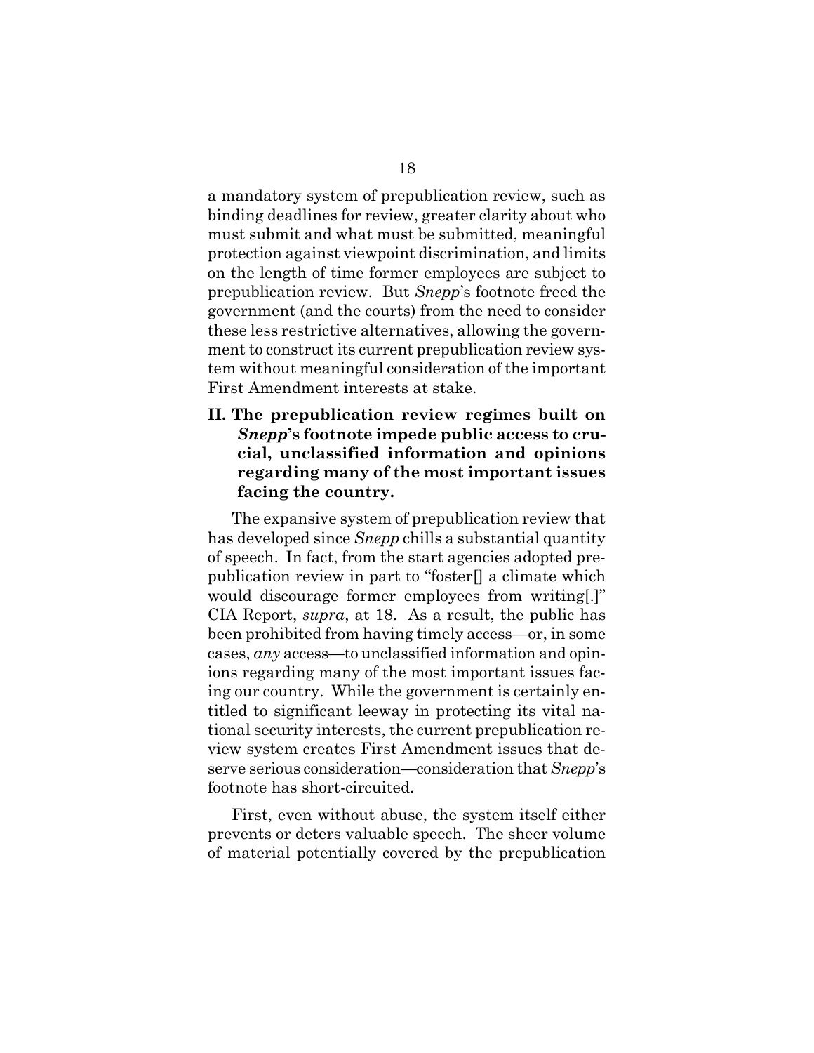a mandatory system of prepublication review, such as binding deadlines for review, greater clarity about who must submit and what must be submitted, meaningful protection against viewpoint discrimination, and limits on the length of time former employees are subject to prepublication review. But *Snepp*'s footnote freed the government (and the courts) from the need to consider these less restrictive alternatives, allowing the government to construct its current prepublication review system without meaningful consideration of the important First Amendment interests at stake.

## II. The prepublication review regimes built on *Snepp*'s footnote impede public access to crucial, unclassified information and opinions regarding many of the most important issues facing the country.

The expansive system of prepublication review that has developed since *Snepp* chills a substantial quantity of speech. In fact, from the start agencies adopted prepublication review in part to "foster[] a climate which would discourage former employees from writing[.]" CIA Report, *supra*, at 18. As a result, the public has been prohibited from having timely access—or, in some cases, *any* access—to unclassified information and opinions regarding many of the most important issues facing our country. While the government is certainly entitled to significant leeway in protecting its vital national security interests, the current prepublication review system creates First Amendment issues that deserve serious consideration—consideration that *Snepp*'s footnote has short-circuited.

First, even without abuse, the system itself either prevents or deters valuable speech. The sheer volume of material potentially covered by the prepublication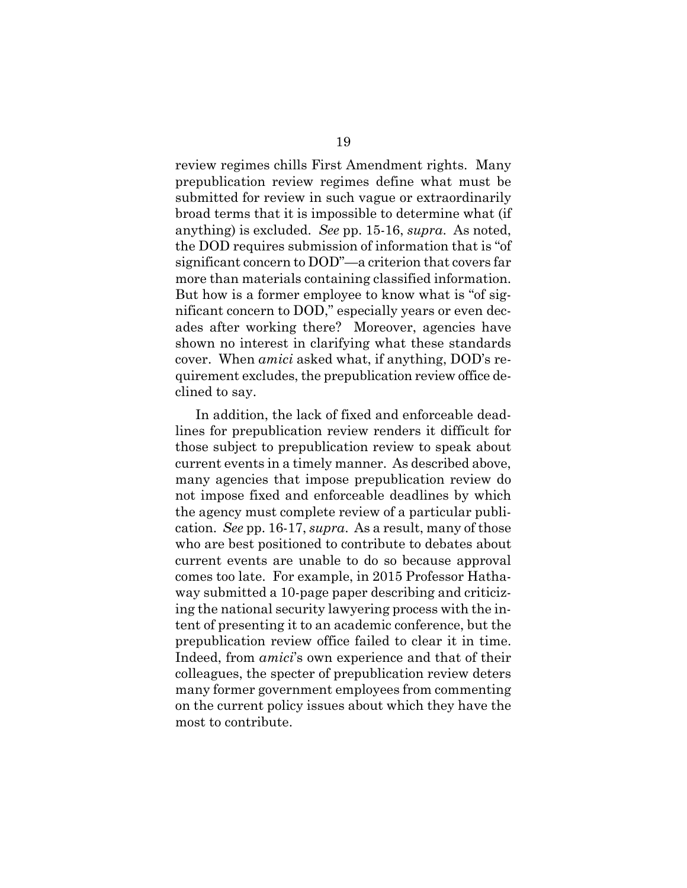review regimes chills First Amendment rights. Many prepublication review regimes define what must be submitted for review in such vague or extraordinarily broad terms that it is impossible to determine what (if anything) is excluded. *See* pp. 15-16, *supra*. As noted, the DOD requires submission of information that is "of significant concern to DOD"—a criterion that covers far more than materials containing classified information. But how is a former employee to know what is "of significant concern to DOD," especially years or even decades after working there? Moreover, agencies have shown no interest in clarifying what these standards cover. When *amici* asked what, if anything, DOD's requirement excludes, the prepublication review office declined to say.

In addition, the lack of fixed and enforceable deadlines for prepublication review renders it difficult for those subject to prepublication review to speak about current events in a timely manner. As described above, many agencies that impose prepublication review do not impose fixed and enforceable deadlines by which the agency must complete review of a particular publication. *See* pp. 16-17, *supra*. As a result, many of those who are best positioned to contribute to debates about current events are unable to do so because approval comes too late. For example, in 2015 Professor Hathaway submitted a 10-page paper describing and criticizing the national security lawyering process with the intent of presenting it to an academic conference, but the prepublication review office failed to clear it in time. Indeed, from *amici*'s own experience and that of their colleagues, the specter of prepublication review deters many former government employees from commenting on the current policy issues about which they have the most to contribute.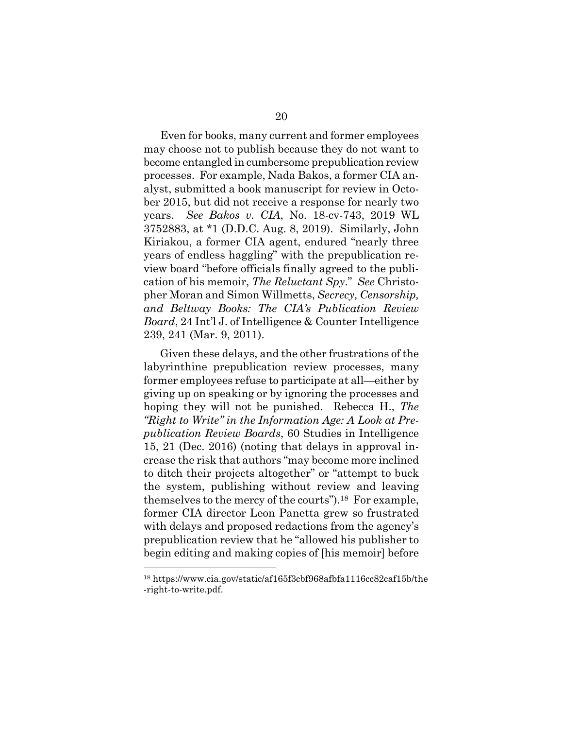Even for books, many current and former employees may choose not to publish because they do not want to become entangled in cumbersome prepublication review processes. For example, Nada Bakos, a former CIA analyst, submitted a book manuscript for review in October 2015, but did not receive a response for nearly two years. *See Bakos v. CIA*, No. 18-cv-743, 2019 WL 3752883, at *1 (D.D.C. Aug. 8, 2019). Similarly, John Kiriakou, a former CIA agent, endured "nearly three years of endless haggling" with the prepublication review board "before officials finally agreed to the publication of his memoir, *The Reluctant Spy*." *See* Christopher Moran and Simon Willmetts, *Secrecy, Censorship, and Beltway Books: The CIA's Publication Review Board*, 24 Int'l J. of Intelligence & Counter Intelligence 239, 241 (Mar. 9, 2011).

Given these delays, and the other frustrations of the labyrinthine prepublication review processes, many former employees refuse to participate at all—either by giving up on speaking or by ignoring the processes and hoping they will not be punished. Rebecca H., *The "Right to Write" in the Information Age: A Look at Prepublication Review Boards*, 60 Studies in Intelligence 15, 21 (Dec. 2016) (noting that delays in approval increase the risk that authors "may become more inclined to ditch their projects altogether" or "attempt to buck the system, publishing without review and leaving themselves to the mercy of the courts").[18] For example, former CIA director Leon Panetta grew so frustrated with delays and proposed redactions from the agency's prepublication review that he "allowed his publisher to begin editing and making copies of [his memoir] before

[18] https://www.cia.gov/static/af165f3cbf968afbfa1116cc82caf15b/the-right-to-write.pdf.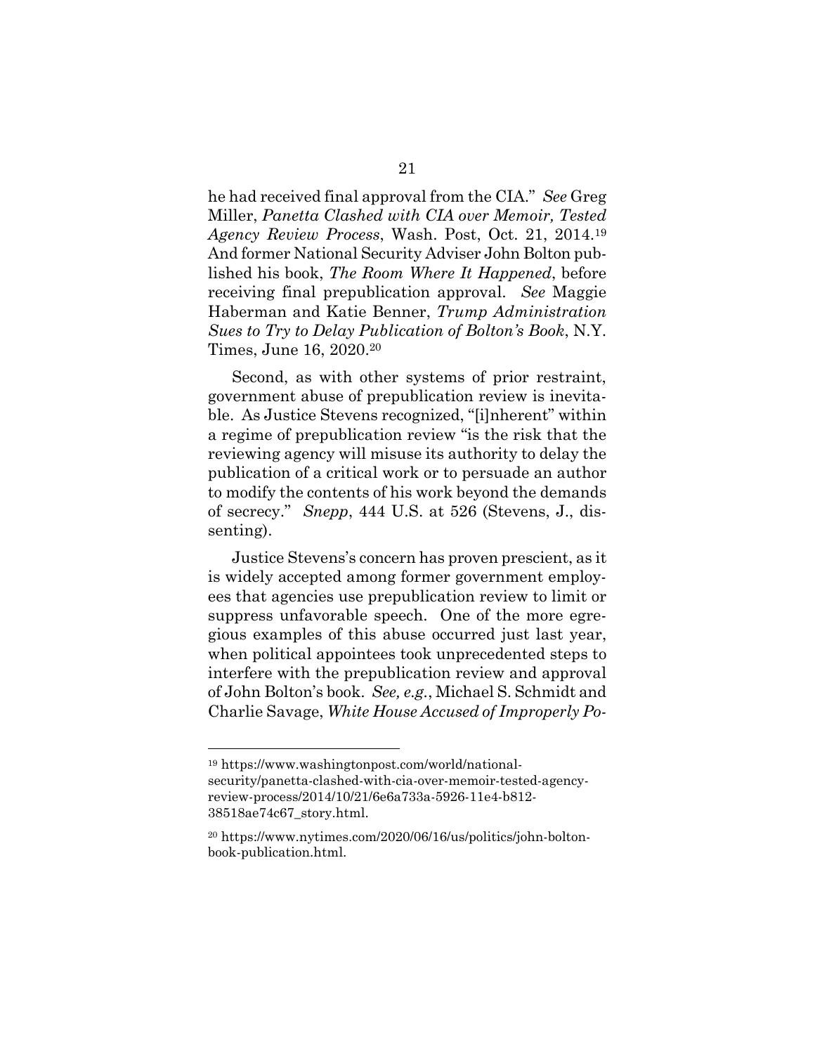he had received final approval from the CIA." *See* Greg Miller, *Panetta Clashed with CIA over Memoir, Tested Agency Review Process*, Wash. Post, Oct. 21, 2014.[19] And former National Security Adviser John Bolton published his book, *The Room Where It Happened*, before receiving final prepublication approval. *See* Maggie Haberman and Katie Benner, *Trump Administration Sues to Try to Delay Publication of Bolton's Book*, N.Y. Times, June 16, 2020.[20]

Second, as with other systems of prior restraint, government abuse of prepublication review is inevitable. As Justice Stevens recognized, "[i]nherent" within a regime of prepublication review "is the risk that the reviewing agency will misuse its authority to delay the publication of a critical work or to persuade an author to modify the contents of his work beyond the demands of secrecy." *Snepp*, 444 U.S. at 526 (Stevens, J., dissenting).

Justice Stevens's concern has proven prescient, as it is widely accepted among former government employees that agencies use prepublication review to limit or suppress unfavorable speech. One of the more egregious examples of this abuse occurred just last year, when political appointees took unprecedented steps to interfere with the prepublication review and approval of John Bolton's book. *See, e.g.*, Michael S. Schmidt and Charlie Savage, *White House Accused of Improperly Po-*

---

[19] https://www.washingtonpost.com/world/national-security/panetta-clashed-with-cia-over-memoir-tested-agency-review-process/2014/10/21/6e6a733a-5926-11e4-b812-38518ae74c67_story.html.

[20] https://www.nytimes.com/2020/06/16/us/politics/john-bolton-book-publication.html.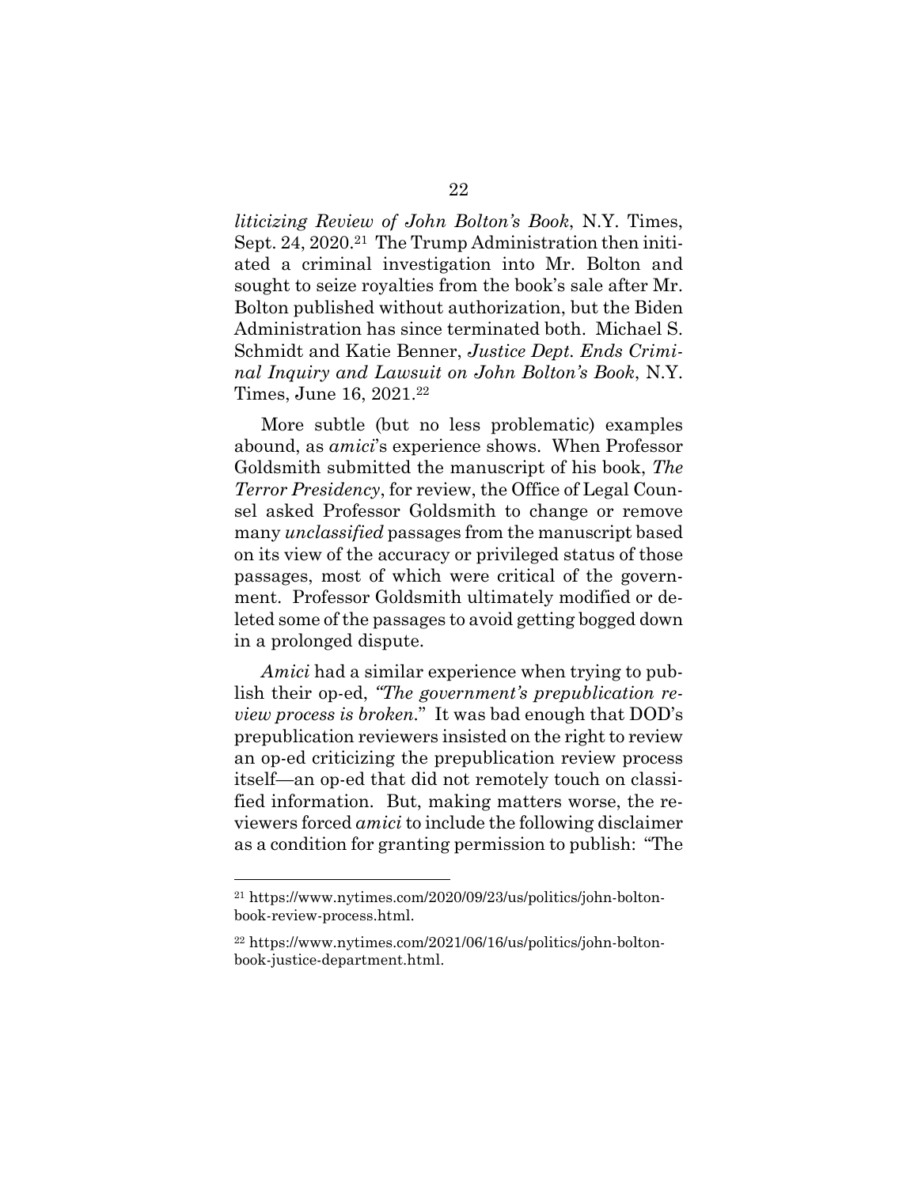*liticizing Review of John Bolton's Book*, N.Y. Times, Sept. 24, 2020.[21] The Trump Administration then initiated a criminal investigation into Mr. Bolton and sought to seize royalties from the book's sale after Mr. Bolton published without authorization, but the Biden Administration has since terminated both. Michael S. Schmidt and Katie Benner, *Justice Dept. Ends Criminal Inquiry and Lawsuit on John Bolton's Book*, N.Y. Times, June 16, 2021.[22]

More subtle (but no less problematic) examples abound, as *amici*'s experience shows. When Professor Goldsmith submitted the manuscript of his book, *The Terror Presidency*, for review, the Office of Legal Counsel asked Professor Goldsmith to change or remove many *unclassified* passages from the manuscript based on its view of the accuracy or privileged status of those passages, most of which were critical of the government. Professor Goldsmith ultimately modified or deleted some of the passages to avoid getting bogged down in a prolonged dispute.

*Amici* had a similar experience when trying to publish their op-ed, *"The government's prepublication review process is broken."* It was bad enough that DOD's prepublication reviewers insisted on the right to review an op-ed criticizing the prepublication review process itself—an op-ed that did not remotely touch on classified information. But, making matters worse, the reviewers forced *amici* to include the following disclaimer as a condition for granting permission to publish: "The

---

[21] https://www.nytimes.com/2020/09/23/us/politics/john-bolton-book-review-process.html.

[22] https://www.nytimes.com/2021/06/16/us/politics/john-bolton-book-justice-department.html.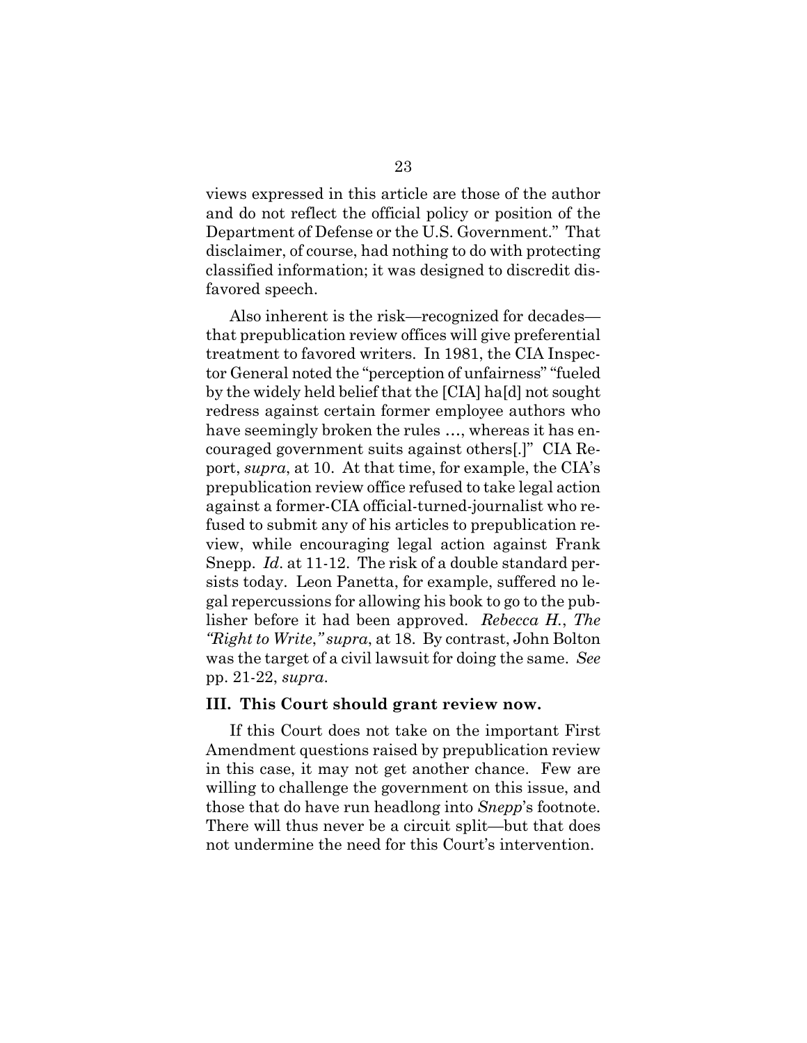views expressed in this article are those of the author and do not reflect the official policy or position of the Department of Defense or the U.S. Government." That disclaimer, of course, had nothing to do with protecting classified information; it was designed to discredit disfavored speech.

Also inherent is the risk—recognized for decades—that prepublication review offices will give preferential treatment to favored writers. In 1981, the CIA Inspector General noted the "perception of unfairness" "fueled by the widely held belief that the [CIA] ha[d] not sought redress against certain former employee authors who have seemingly broken the rules …, whereas it has encouraged government suits against others[.]" CIA Report, *supra*, at 10. At that time, for example, the CIA's prepublication review office refused to take legal action against a former-CIA official-turned-journalist who refused to submit any of his articles to prepublication review, while encouraging legal action against Frank Snepp. *Id.* at 11-12. The risk of a double standard persists today. Leon Panetta, for example, suffered no legal repercussions for allowing his book to go to the publisher before it had been approved. *Rebecca H.*, *The "Right to Write," supra*, at 18. By contrast, John Bolton was the target of a civil lawsuit for doing the same. *See* pp. 21-22, *supra*.

### III. This Court should grant review now.

If this Court does not take on the important First Amendment questions raised by prepublication review in this case, it may not get another chance. Few are willing to challenge the government on this issue, and those that do have run headlong into *Snepp*'s footnote. There will thus never be a circuit split—but that does not undermine the need for this Court's intervention.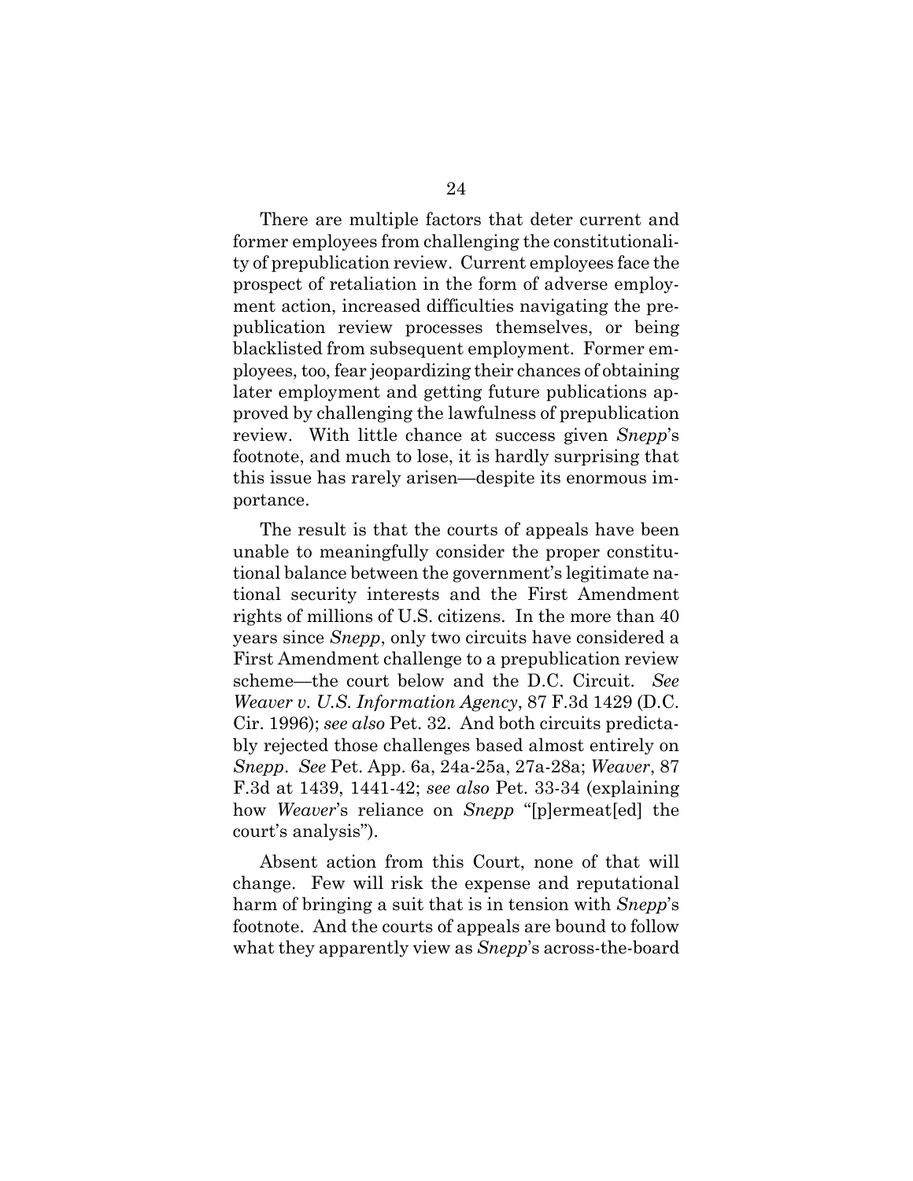There are multiple factors that deter current and former employees from challenging the constitutionality of prepublication review. Current employees face the prospect of retaliation in the form of adverse employment action, increased difficulties navigating the prepublication review processes themselves, or being blacklisted from subsequent employment. Former employees, too, fear jeopardizing their chances of obtaining later employment and getting future publications approved by challenging the lawfulness of prepublication review. With little chance at success given *Snepp*'s footnote, and much to lose, it is hardly surprising that this issue has rarely arisen—despite its enormous importance.

The result is that the courts of appeals have been unable to meaningfully consider the proper constitutional balance between the government's legitimate national security interests and the First Amendment rights of millions of U.S. citizens. In the more than 40 years since *Snepp*, only two circuits have considered a First Amendment challenge to a prepublication review scheme—the court below and the D.C. Circuit. *See Weaver v. U.S. Information Agency*, 87 F.3d 1429 (D.C. Cir. 1996); *see also* Pet. 32. And both circuits predictably rejected those challenges based almost entirely on *Snepp*. *See* Pet. App. 6a, 24a-25a, 27a-28a; *Weaver*, 87 F.3d at 1439, 1441-42; *see also* Pet. 33-34 (explaining how *Weaver*'s reliance on *Snepp* "[p]ermeat[ed] the court's analysis").

Absent action from this Court, none of that will change. Few will risk the expense and reputational harm of bringing a suit that is in tension with *Snepp*'s footnote. And the courts of appeals are bound to follow what they apparently view as *Snepp*'s across-the-board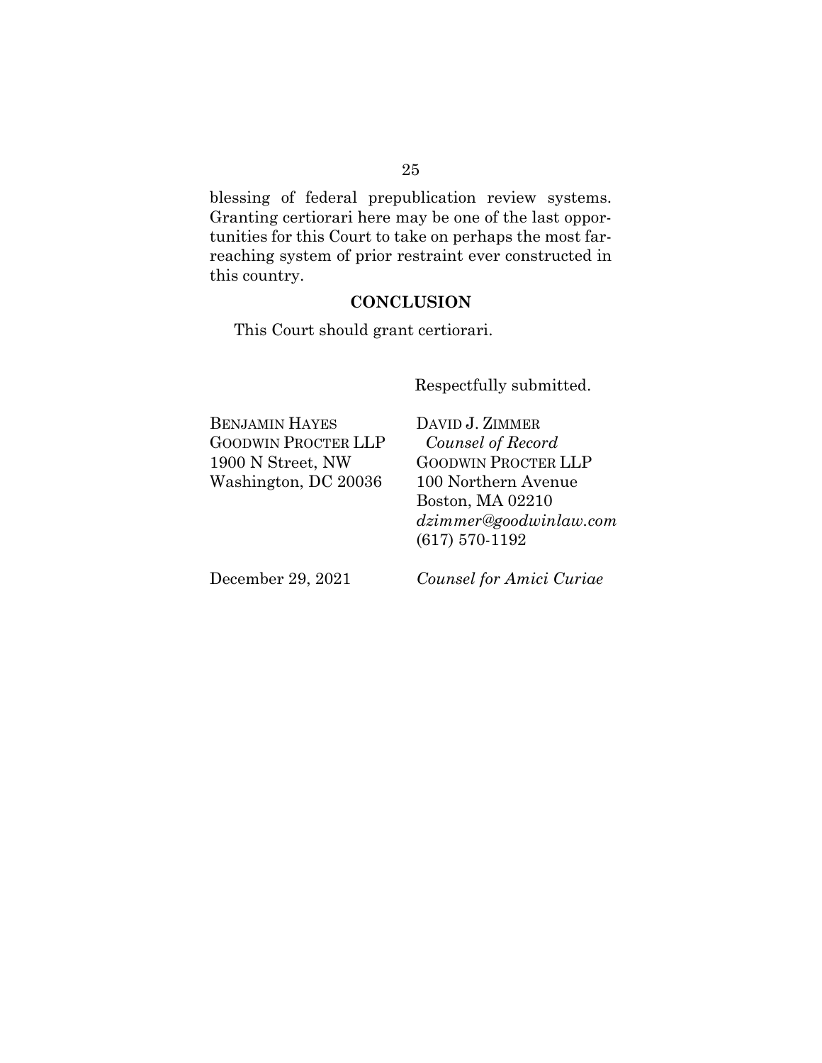blessing of federal prepublication review systems. Granting certiorari here may be one of the last opportunities for this Court to take on perhaps the most far-reaching system of prior restraint ever constructed in this country.

## CONCLUSION

This Court should grant certiorari.

Respectfully submitted.

BENJAMIN HAYES
GOODWIN PROCTER LLP
1900 N Street, NW
Washington, DC 20036

DAVID J. ZIMMER
*Counsel of Record*
GOODWIN PROCTER LLP
100 Northern Avenue
Boston, MA 02210
*dzimmer@goodwinlaw.com*
(617) 570-1192

December 29, 2021

*Counsel for Amici Curiae*